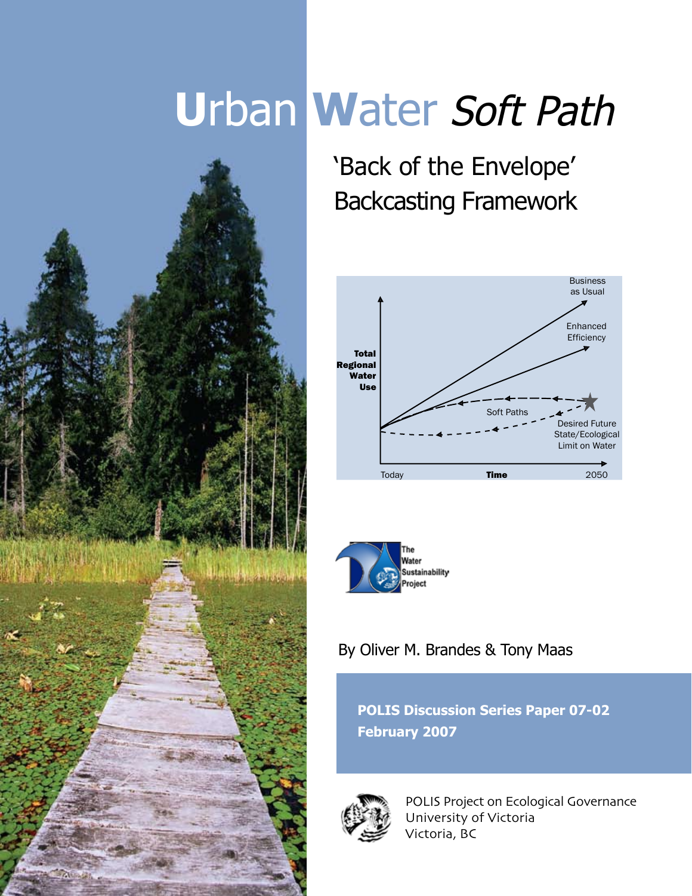# Urban Water *Soft Path*

## 'Back of the Envelope' Backcasting Framework

Business as Usual

Enhanced Efficiency

Total Regional Water Use

Soft Paths

Desired Future State/Ecological Limit on Water

Today **Time** 2050

The Water Sustainability Project

By Oliver M. Brandes & Tony Maas

**POLIS Discussion Series Paper 07-02**
**February 2007**

POLIS Project on Ecological Governance
University of Victoria
Victoria, BC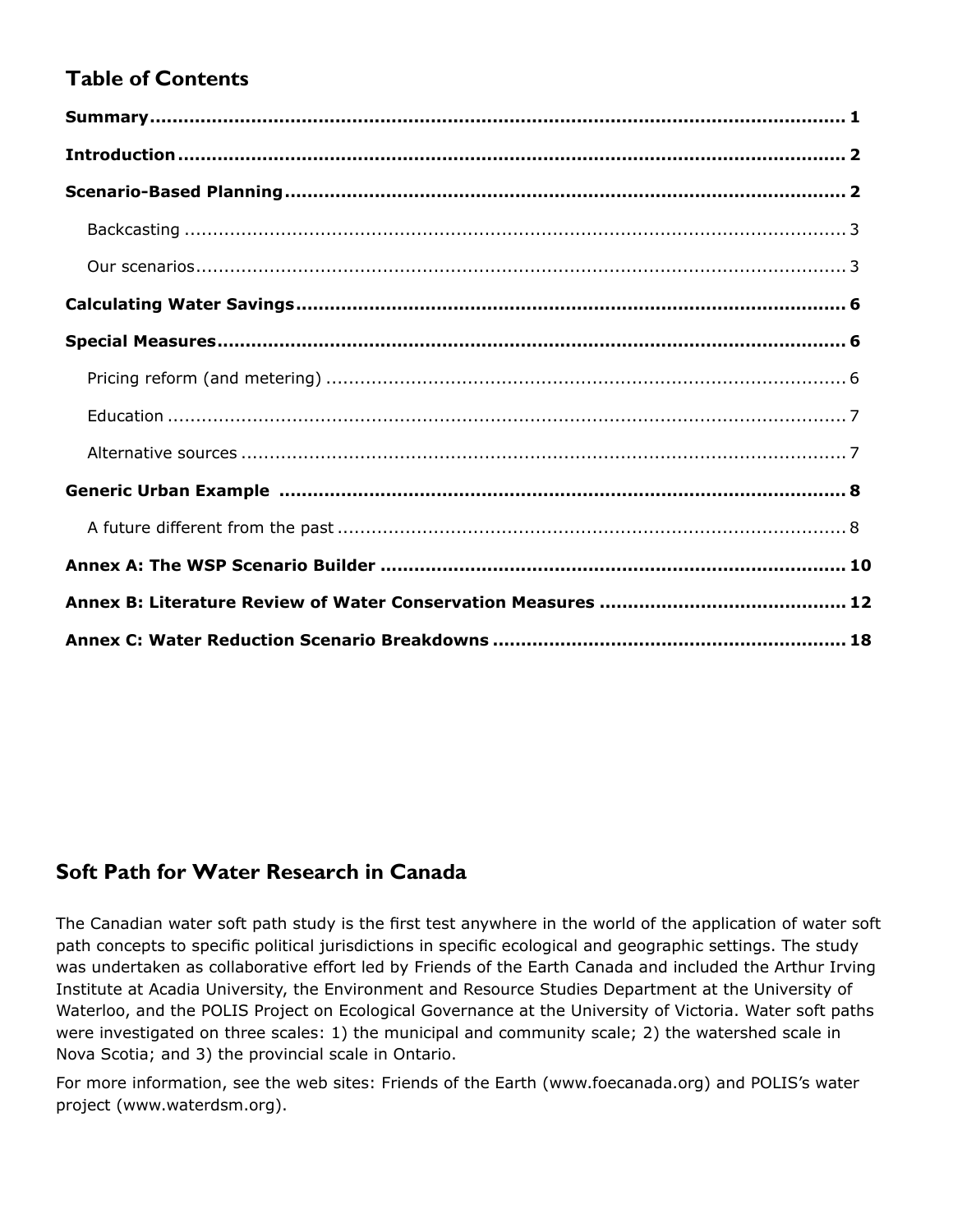## Table of Contents

- **Summary** ..... 1
- **Introduction** ..... 2
- **Scenario-Based Planning** ..... 2
  - Backcasting ..... 3
  - Our scenarios ..... 3
- **Calculating Water Savings** ..... 6
- **Special Measures** ..... 6
  - Pricing reform (and metering) ..... 6
  - Education ..... 7
  - Alternative sources ..... 7
- **Generic Urban Example** ..... 8
  - A future different from the past ..... 8
- **Annex A: The WSP Scenario Builder** ..... 10
- **Annex B: Literature Review of Water Conservation Measures** ..... 12
- **Annex C: Water Reduction Scenario Breakdowns** ..... 18

## Soft Path for Water Research in Canada

The Canadian water soft path study is the first test anywhere in the world of the application of water soft path concepts to specific political jurisdictions in specific ecological and geographic settings. The study was undertaken as collaborative effort led by Friends of the Earth Canada and included the Arthur Irving Institute at Acadia University, the Environment and Resource Studies Department at the University of Waterloo, and the POLIS Project on Ecological Governance at the University of Victoria. Water soft paths were investigated on three scales: 1) the municipal and community scale; 2) the watershed scale in Nova Scotia; and 3) the provincial scale in Ontario.

For more information, see the web sites: Friends of the Earth (www.foecanada.org) and POLIS's water project (www.waterdsm.org).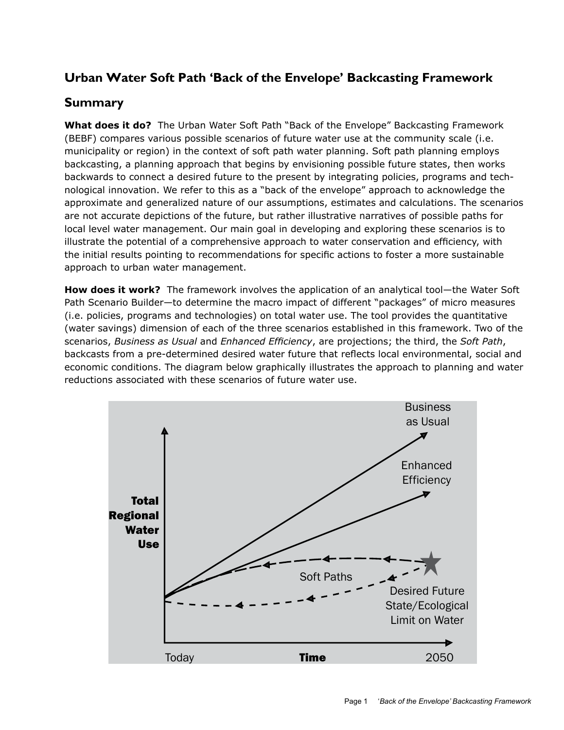## Urban Water Soft Path 'Back of the Envelope' Backcasting Framework

## Summary

**What does it do?** The Urban Water Soft Path "Back of the Envelope" Backcasting Framework (BEBF) compares various possible scenarios of future water use at the community scale (i.e. municipality or region) in the context of soft path water planning. Soft path planning employs backcasting, a planning approach that begins by envisioning possible future states, then works backwards to connect a desired future to the present by integrating policies, programs and technological innovation. We refer to this as a "back of the envelope" approach to acknowledge the approximate and generalized nature of our assumptions, estimates and calculations. The scenarios are not accurate depictions of the future, but rather illustrative narratives of possible paths for local level water management. Our main goal in developing and exploring these scenarios is to illustrate the potential of a comprehensive approach to water conservation and efficiency, with the initial results pointing to recommendations for specific actions to foster a more sustainable approach to urban water management.

**How does it work?** The framework involves the application of an analytical tool—the Water Soft Path Scenario Builder—to determine the macro impact of different "packages" of micro measures (i.e. policies, programs and technologies) on total water use. The tool provides the quantitative (water savings) dimension of each of the three scenarios established in this framework. Two of the scenarios, *Business as Usual* and *Enhanced Efficiency*, are projections; the third, the *Soft Path*, backcasts from a pre-determined desired water future that reflects local environmental, social and economic conditions. The diagram below graphically illustrates the approach to planning and water reductions associated with these scenarios of future water use.

Business as Usual

Enhanced Efficiency

**Total Regional Water Use**

Soft Paths

Desired Future State/Ecological Limit on Water

Today **Time** 2050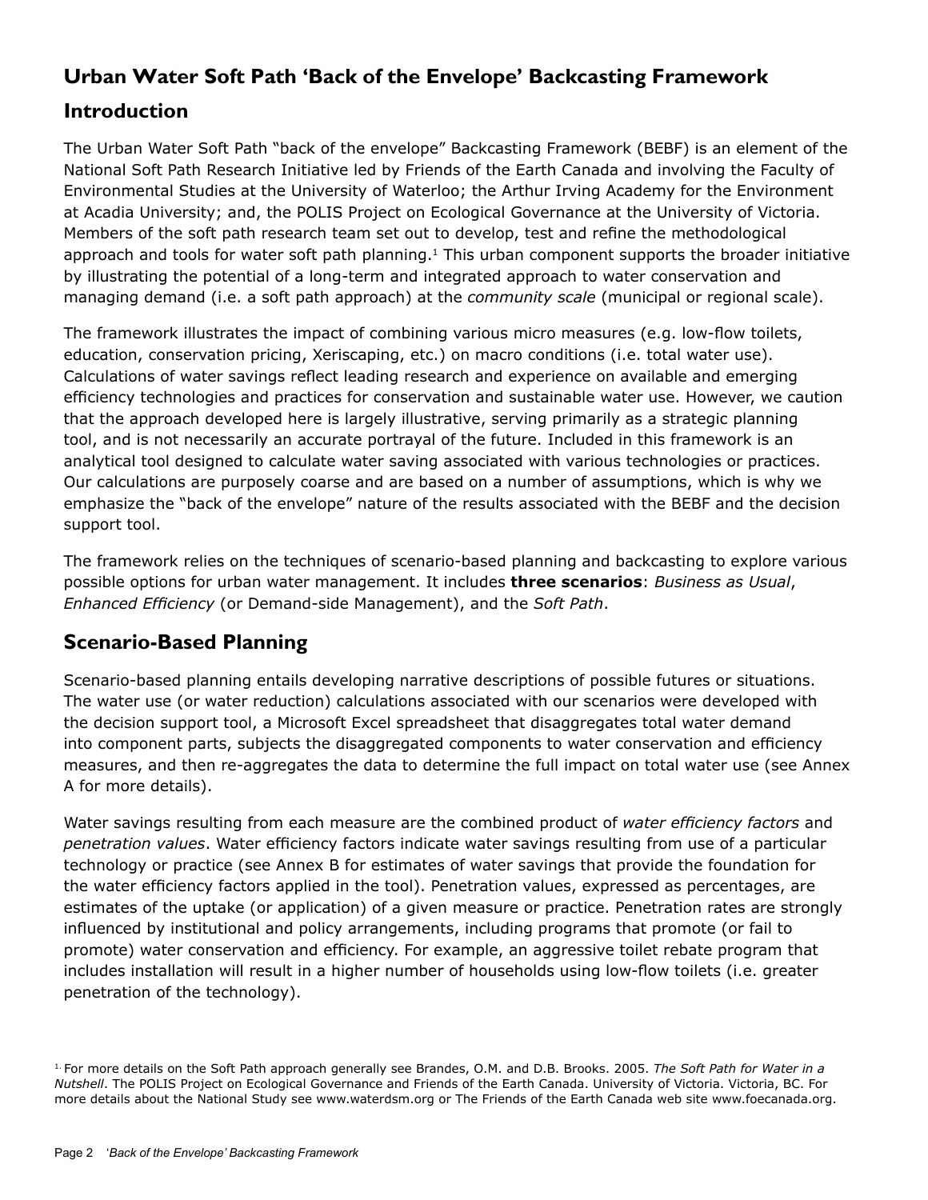## Urban Water Soft Path 'Back of the Envelope' Backcasting Framework

## Introduction

The Urban Water Soft Path "back of the envelope" Backcasting Framework (BEBF) is an element of the National Soft Path Research Initiative led by Friends of the Earth Canada and involving the Faculty of Environmental Studies at the University of Waterloo; the Arthur Irving Academy for the Environment at Acadia University; and, the POLIS Project on Ecological Governance at the University of Victoria. Members of the soft path research team set out to develop, test and refine the methodological approach and tools for water soft path planning.[1] This urban component supports the broader initiative by illustrating the potential of a long-term and integrated approach to water conservation and managing demand (i.e. a soft path approach) at the *community scale* (municipal or regional scale).

The framework illustrates the impact of combining various micro measures (e.g. low-flow toilets, education, conservation pricing, Xeriscaping, etc.) on macro conditions (i.e. total water use). Calculations of water savings reflect leading research and experience on available and emerging efficiency technologies and practices for conservation and sustainable water use. However, we caution that the approach developed here is largely illustrative, serving primarily as a strategic planning tool, and is not necessarily an accurate portrayal of the future. Included in this framework is an analytical tool designed to calculate water saving associated with various technologies or practices. Our calculations are purposely coarse and are based on a number of assumptions, which is why we emphasize the "back of the envelope" nature of the results associated with the BEBF and the decision support tool.

The framework relies on the techniques of scenario-based planning and backcasting to explore various possible options for urban water management. It includes **three scenarios**: *Business as Usual*, *Enhanced Efficiency* (or Demand-side Management), and the *Soft Path*.

## Scenario-Based Planning

Scenario-based planning entails developing narrative descriptions of possible futures or situations. The water use (or water reduction) calculations associated with our scenarios were developed with the decision support tool, a Microsoft Excel spreadsheet that disaggregates total water demand into component parts, subjects the disaggregated components to water conservation and efficiency measures, and then re-aggregates the data to determine the full impact on total water use (see Annex A for more details).

Water savings resulting from each measure are the combined product of *water efficiency factors* and *penetration values*. Water efficiency factors indicate water savings resulting from use of a particular technology or practice (see Annex B for estimates of water savings that provide the foundation for the water efficiency factors applied in the tool). Penetration values, expressed as percentages, are estimates of the uptake (or application) of a given measure or practice. Penetration rates are strongly influenced by institutional and policy arrangements, including programs that promote (or fail to promote) water conservation and efficiency. For example, an aggressive toilet rebate program that includes installation will result in a higher number of households using low-flow toilets (i.e. greater penetration of the technology).

[1] For more details on the Soft Path approach generally see Brandes, O.M. and D.B. Brooks. 2005. *The Soft Path for Water in a Nutshell*. The POLIS Project on Ecological Governance and Friends of the Earth Canada. University of Victoria. Victoria, BC. For more details about the National Study see www.waterdsm.org or The Friends of the Earth Canada web site www.foecanada.org.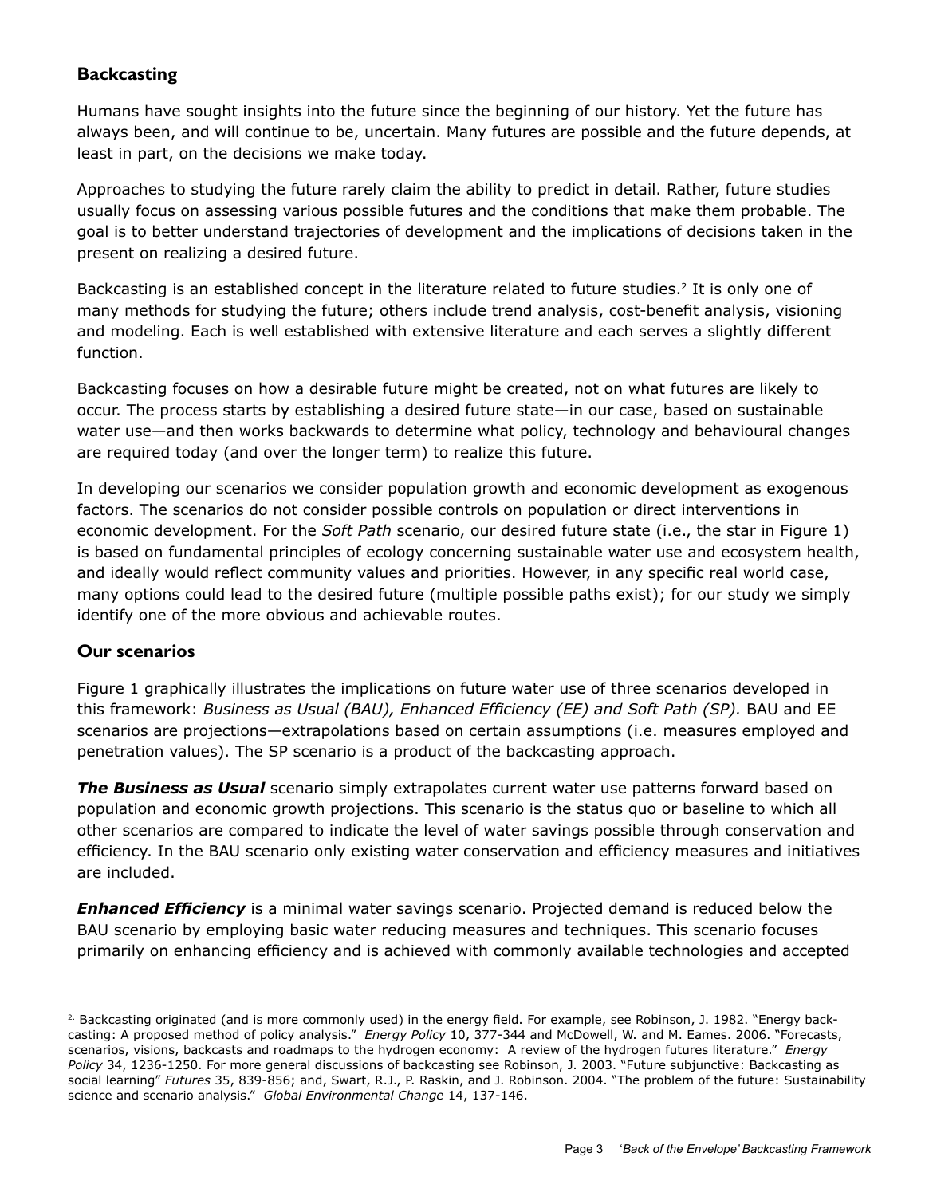## Backcasting

Humans have sought insights into the future since the beginning of our history. Yet the future has always been, and will continue to be, uncertain. Many futures are possible and the future depends, at least in part, on the decisions we make today.

Approaches to studying the future rarely claim the ability to predict in detail. Rather, future studies usually focus on assessing various possible futures and the conditions that make them probable. The goal is to better understand trajectories of development and the implications of decisions taken in the present on realizing a desired future.

Backcasting is an established concept in the literature related to future studies.[2] It is only one of many methods for studying the future; others include trend analysis, cost-benefit analysis, visioning and modeling. Each is well established with extensive literature and each serves a slightly different function.

Backcasting focuses on how a desirable future might be created, not on what futures are likely to occur. The process starts by establishing a desired future state—in our case, based on sustainable water use—and then works backwards to determine what policy, technology and behavioural changes are required today (and over the longer term) to realize this future.

In developing our scenarios we consider population growth and economic development as exogenous factors. The scenarios do not consider possible controls on population or direct interventions in economic development. For the *Soft Path* scenario, our desired future state (i.e., the star in Figure 1) is based on fundamental principles of ecology concerning sustainable water use and ecosystem health, and ideally would reflect community values and priorities. However, in any specific real world case, many options could lead to the desired future (multiple possible paths exist); for our study we simply identify one of the more obvious and achievable routes.

## Our scenarios

Figure 1 graphically illustrates the implications on future water use of three scenarios developed in this framework: *Business as Usual (BAU), Enhanced Efficiency (EE) and Soft Path (SP).* BAU and EE scenarios are projections—extrapolations based on certain assumptions (i.e. measures employed and penetration values). The SP scenario is a product of the backcasting approach.

***The Business as Usual*** scenario simply extrapolates current water use patterns forward based on population and economic growth projections. This scenario is the status quo or baseline to which all other scenarios are compared to indicate the level of water savings possible through conservation and efficiency. In the BAU scenario only existing water conservation and efficiency measures and initiatives are included.

***Enhanced Efficiency*** is a minimal water savings scenario. Projected demand is reduced below the BAU scenario by employing basic water reducing measures and techniques. This scenario focuses primarily on enhancing efficiency and is achieved with commonly available technologies and accepted

[2] Backcasting originated (and is more commonly used) in the energy field. For example, see Robinson, J. 1982. "Energy backcasting: A proposed method of policy analysis." *Energy Policy* 10, 377-344 and McDowell, W. and M. Eames. 2006. "Forecasts, scenarios, visions, backcasts and roadmaps to the hydrogen economy: A review of the hydrogen futures literature." *Energy Policy* 34, 1236-1250. For more general discussions of backcasting see Robinson, J. 2003. "Future subjunctive: Backcasting as social learning" *Futures* 35, 839-856; and, Swart, R.J., P. Raskin, and J. Robinson. 2004. "The problem of the future: Sustainability science and scenario analysis." *Global Environmental Change* 14, 137-146.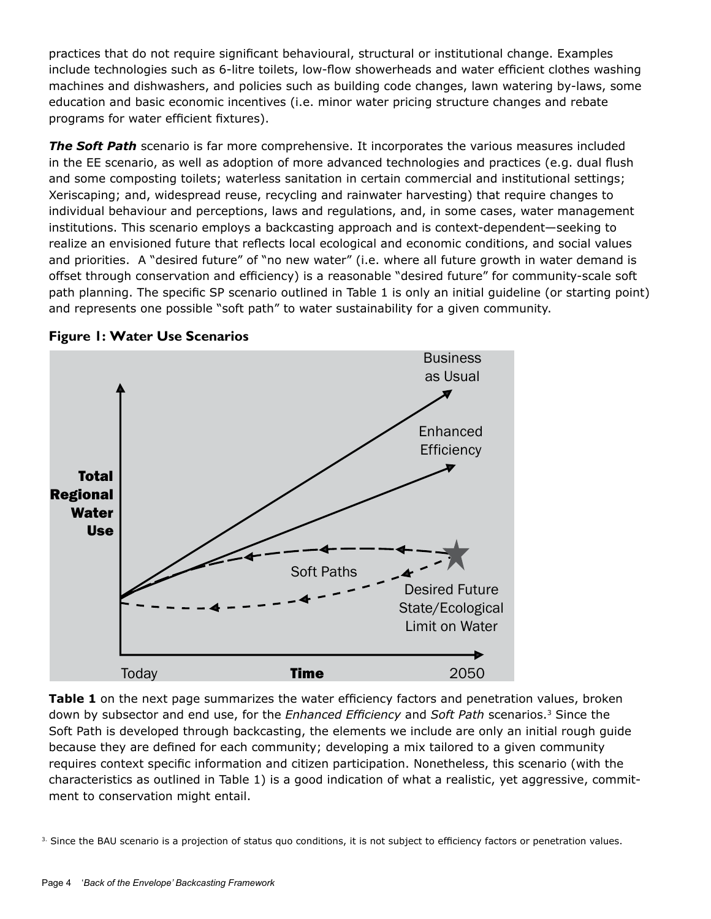practices that do not require significant behavioural, structural or institutional change. Examples include technologies such as 6-litre toilets, low-flow showerheads and water efficient clothes washing machines and dishwashers, and policies such as building code changes, lawn watering by-laws, some education and basic economic incentives (i.e. minor water pricing structure changes and rebate programs for water efficient fixtures).

***The Soft Path*** scenario is far more comprehensive. It incorporates the various measures included in the EE scenario, as well as adoption of more advanced technologies and practices (e.g. dual flush and some composting toilets; waterless sanitation in certain commercial and institutional settings; Xeriscaping; and, widespread reuse, recycling and rainwater harvesting) that require changes to individual behaviour and perceptions, laws and regulations, and, in some cases, water management institutions. This scenario employs a backcasting approach and is context-dependent—seeking to realize an envisioned future that reflects local ecological and economic conditions, and social values and priorities. A "desired future" of "no new water" (i.e. where all future growth in water demand is offset through conservation and efficiency) is a reasonable "desired future" for community-scale soft path planning. The specific SP scenario outlined in Table 1 is only an initial guideline (or starting point) and represents one possible "soft path" to water sustainability for a given community.

**Figure 1: Water Use Scenarios**

**Table 1** on the next page summarizes the water efficiency factors and penetration values, broken down by subsector and end use, for the *Enhanced Efficiency* and *Soft Path* scenarios.[3] Since the Soft Path is developed through backcasting, the elements we include are only an initial rough guide because they are defined for each community; developing a mix tailored to a given community requires context specific information and citizen participation. Nonetheless, this scenario (with the characteristics as outlined in Table 1) is a good indication of what a realistic, yet aggressive, commitment to conservation might entail.

[3] Since the BAU scenario is a projection of status quo conditions, it is not subject to efficiency factors or penetration values.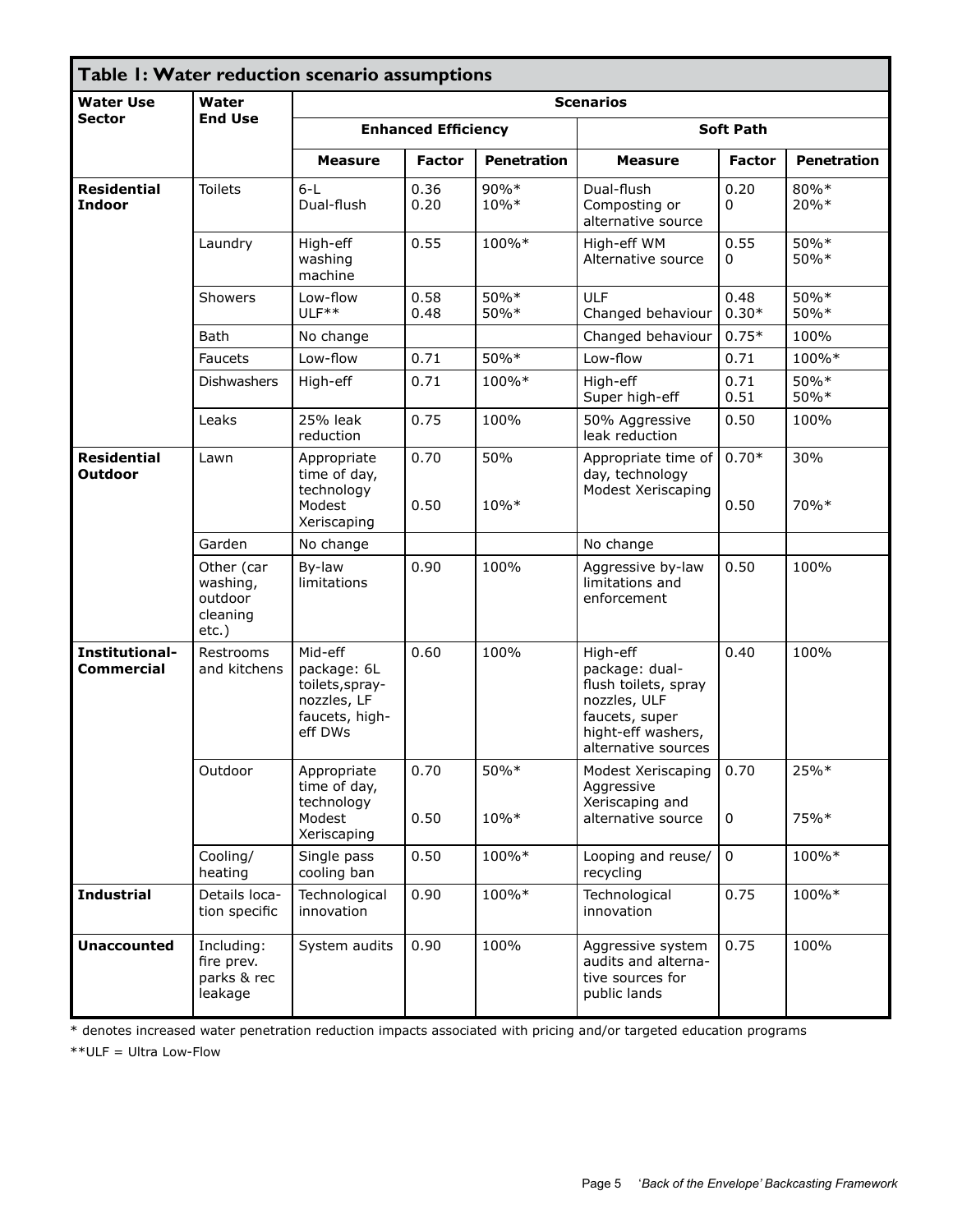**Table 1: Water reduction scenario assumptions**

| Water Use Sector | Water End Use | Scenarios | | | | | |
|---|---|---|---|---|---|---|---|
| | | Enhanced Efficiency | | | Soft Path | | |
| | | **Measure** | **Factor** | **Penetration** | **Measure** | **Factor** | **Penetration** |
| **Residential Indoor** | Toilets | 6-L<br>Dual-flush | 0.36<br>0.20 | 90%*<br>10%* | Dual-flush<br>Composting or alternative source | 0.20<br>0 | 80%*<br>20%* |
| | Laundry | High-eff washing machine | 0.55 | 100%* | High-eff WM<br>Alternative source | 0.55<br>0 | 50%*<br>50%* |
| | Showers | Low-flow<br>ULF** | 0.58<br>0.48 | 50%*<br>50%* | ULF<br>Changed behaviour | 0.48<br>0.30* | 50%*<br>50%* |
| | Bath | No change | | | Changed behaviour | 0.75* | 100% |
| | Faucets | Low-flow | 0.71 | 50%* | Low-flow | 0.71 | 100%* |
| | Dishwashers | High-eff | 0.71 | 100%* | High-eff<br>Super high-eff | 0.71<br>0.51 | 50%*<br>50%* |
| | Leaks | 25% leak reduction | 0.75 | 100% | 50% Aggressive leak reduction | 0.50 | 100% |
| **Residential Outdoor** | Lawn | Appropriate time of day, technology<br>Modest Xeriscaping | 0.70<br>0.50 | 50%<br>10%* | Appropriate time of day, technology<br>Modest Xeriscaping | 0.70*<br>0.50 | 30%<br>70%* |
| | Garden | No change | | | No change | | |
| | Other (car washing, outdoor cleaning etc.) | By-law limitations | 0.90 | 100% | Aggressive by-law limitations and enforcement | 0.50 | 100% |
| **Institutional-Commercial** | Restrooms and kitchens | Mid-eff package: 6L toilets, spray-nozzles, LF faucets, high-eff DWs | 0.60 | 100% | High-eff package: dual-flush toilets, spray nozzles, ULF faucets, super hight-eff washers, alternative sources | 0.40 | 100% |
| | Outdoor | Appropriate time of day, technology<br>Modest Xeriscaping | 0.70<br>0.50 | 50%*<br>10%* | Modest Xeriscaping<br>Aggressive Xeriscaping and alternative source | 0.70<br>0 | 25%*<br>75%* |
| | Cooling/ heating | Single pass cooling ban | 0.50 | 100%* | Looping and reuse/ recycling | 0 | 100%* |
| **Industrial** | Details location specific | Technological innovation | 0.90 | 100%* | Technological innovation | 0.75 | 100%* |
| **Unaccounted** | Including: fire prev. parks & rec leakage | System audits | 0.90 | 100% | Aggressive system audits and alternative sources for public lands | 0.75 | 100% |

* denotes increased water penetration reduction impacts associated with pricing and/or targeted education programs

**ULF = Ultra Low-Flow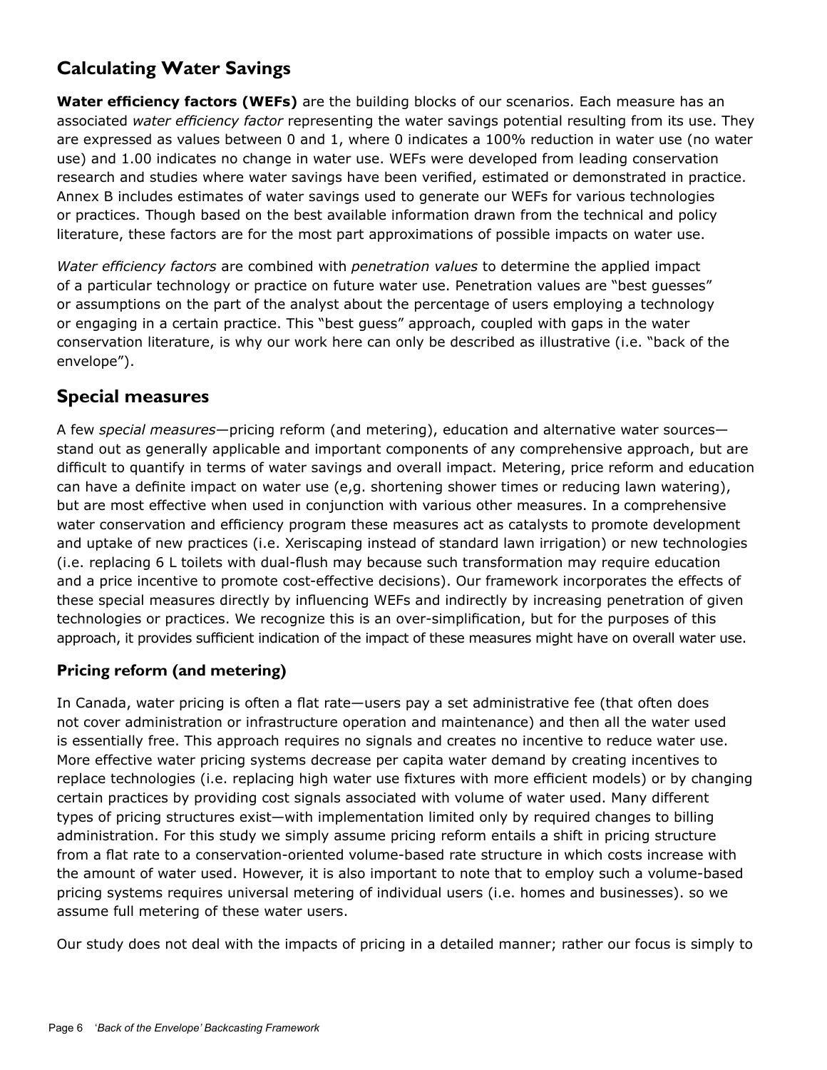## Calculating Water Savings

**Water efficiency factors (WEFs)** are the building blocks of our scenarios. Each measure has an associated *water efficiency factor* representing the water savings potential resulting from its use. They are expressed as values between 0 and 1, where 0 indicates a 100% reduction in water use (no water use) and 1.00 indicates no change in water use. WEFs were developed from leading conservation research and studies where water savings have been verified, estimated or demonstrated in practice. Annex B includes estimates of water savings used to generate our WEFs for various technologies or practices. Though based on the best available information drawn from the technical and policy literature, these factors are for the most part approximations of possible impacts on water use.

*Water efficiency factors* are combined with *penetration values* to determine the applied impact of a particular technology or practice on future water use. Penetration values are "best guesses" or assumptions on the part of the analyst about the percentage of users employing a technology or engaging in a certain practice. This "best guess" approach, coupled with gaps in the water conservation literature, is why our work here can only be described as illustrative (i.e. "back of the envelope").

## Special measures

A few *special measures*—pricing reform (and metering), education and alternative water sources—stand out as generally applicable and important components of any comprehensive approach, but are difficult to quantify in terms of water savings and overall impact. Metering, price reform and education can have a definite impact on water use (e,g. shortening shower times or reducing lawn watering), but are most effective when used in conjunction with various other measures. In a comprehensive water conservation and efficiency program these measures act as catalysts to promote development and uptake of new practices (i.e. Xeriscaping instead of standard lawn irrigation) or new technologies (i.e. replacing 6 L toilets with dual-flush may because such transformation may require education and a price incentive to promote cost-effective decisions). Our framework incorporates the effects of these special measures directly by influencing WEFs and indirectly by increasing penetration of given technologies or practices. We recognize this is an over-simplification, but for the purposes of this approach, it provides sufficient indication of the impact of these measures might have on overall water use.

### Pricing reform (and metering)

In Canada, water pricing is often a flat rate—users pay a set administrative fee (that often does not cover administration or infrastructure operation and maintenance) and then all the water used is essentially free. This approach requires no signals and creates no incentive to reduce water use. More effective water pricing systems decrease per capita water demand by creating incentives to replace technologies (i.e. replacing high water use fixtures with more efficient models) or by changing certain practices by providing cost signals associated with volume of water used. Many different types of pricing structures exist—with implementation limited only by required changes to billing administration. For this study we simply assume pricing reform entails a shift in pricing structure from a flat rate to a conservation-oriented volume-based rate structure in which costs increase with the amount of water used. However, it is also important to note that to employ such a volume-based pricing systems requires universal metering of individual users (i.e. homes and businesses). so we assume full metering of these water users.

Our study does not deal with the impacts of pricing in a detailed manner; rather our focus is simply to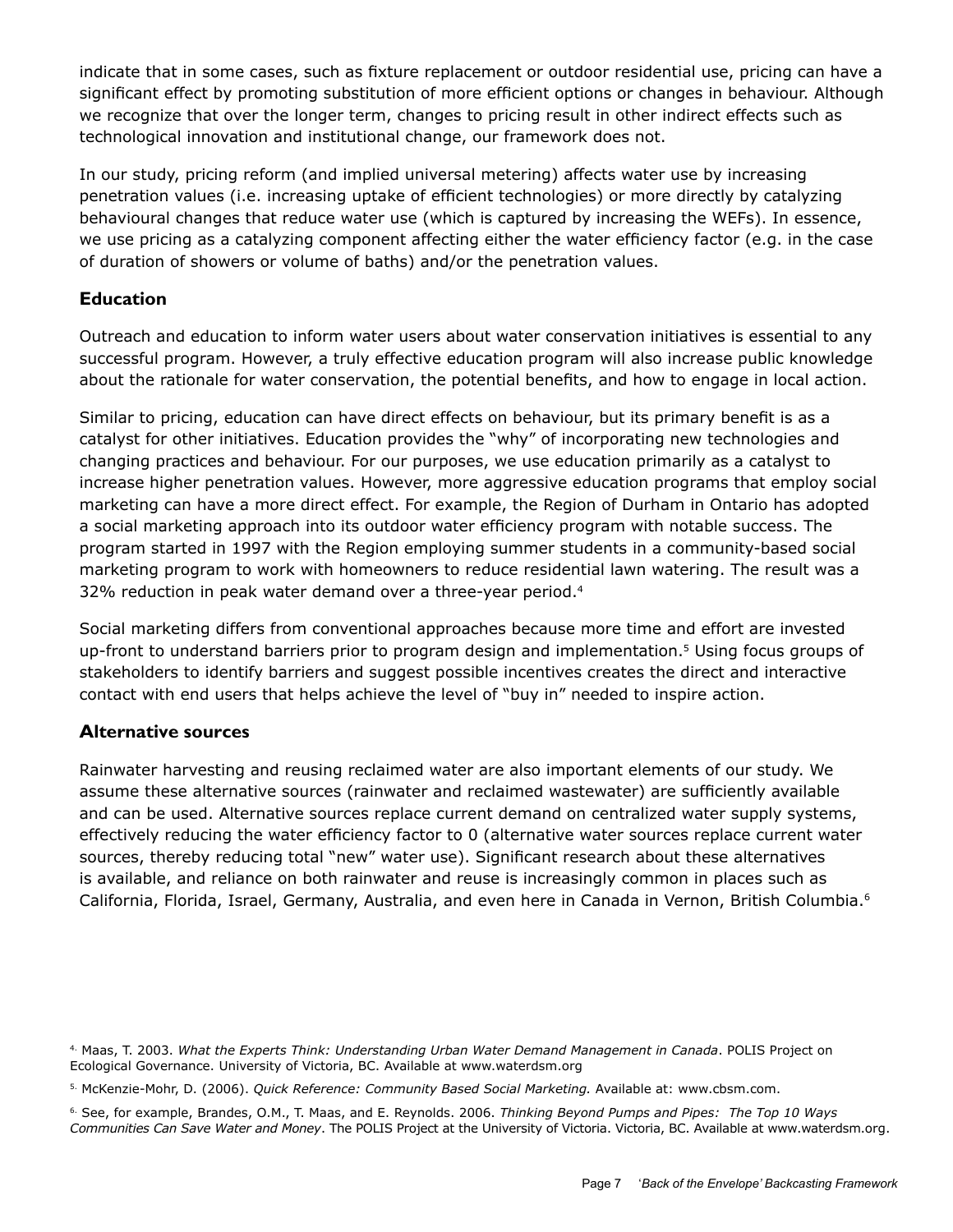indicate that in some cases, such as fixture replacement or outdoor residential use, pricing can have a significant effect by promoting substitution of more efficient options or changes in behaviour. Although we recognize that over the longer term, changes to pricing result in other indirect effects such as technological innovation and institutional change, our framework does not.

In our study, pricing reform (and implied universal metering) affects water use by increasing penetration values (i.e. increasing uptake of efficient technologies) or more directly by catalyzing behavioural changes that reduce water use (which is captured by increasing the WEFs). In essence, we use pricing as a catalyzing component affecting either the water efficiency factor (e.g. in the case of duration of showers or volume of baths) and/or the penetration values.

## Education

Outreach and education to inform water users about water conservation initiatives is essential to any successful program. However, a truly effective education program will also increase public knowledge about the rationale for water conservation, the potential benefits, and how to engage in local action.

Similar to pricing, education can have direct effects on behaviour, but its primary benefit is as a catalyst for other initiatives. Education provides the "why" of incorporating new technologies and changing practices and behaviour. For our purposes, we use education primarily as a catalyst to increase higher penetration values. However, more aggressive education programs that employ social marketing can have a more direct effect. For example, the Region of Durham in Ontario has adopted a social marketing approach into its outdoor water efficiency program with notable success. The program started in 1997 with the Region employing summer students in a community-based social marketing program to work with homeowners to reduce residential lawn watering. The result was a 32% reduction in peak water demand over a three-year period.[4]

Social marketing differs from conventional approaches because more time and effort are invested up-front to understand barriers prior to program design and implementation.[5] Using focus groups of stakeholders to identify barriers and suggest possible incentives creates the direct and interactive contact with end users that helps achieve the level of "buy in" needed to inspire action.

## Alternative sources

Rainwater harvesting and reusing reclaimed water are also important elements of our study. We assume these alternative sources (rainwater and reclaimed wastewater) are sufficiently available and can be used. Alternative sources replace current demand on centralized water supply systems, effectively reducing the water efficiency factor to 0 (alternative water sources replace current water sources, thereby reducing total "new" water use). Significant research about these alternatives is available, and reliance on both rainwater and reuse is increasingly common in places such as California, Florida, Israel, Germany, Australia, and even here in Canada in Vernon, British Columbia.[6]

---

[4] Maas, T. 2003. *What the Experts Think: Understanding Urban Water Demand Management in Canada*. POLIS Project on Ecological Governance. University of Victoria, BC. Available at www.waterdsm.org

[5] McKenzie-Mohr, D. (2006). *Quick Reference: Community Based Social Marketing.* Available at: www.cbsm.com.

[6] See, for example, Brandes, O.M., T. Maas, and E. Reynolds. 2006. *Thinking Beyond Pumps and Pipes: The Top 10 Ways Communities Can Save Water and Money*. The POLIS Project at the University of Victoria. Victoria, BC. Available at www.waterdsm.org.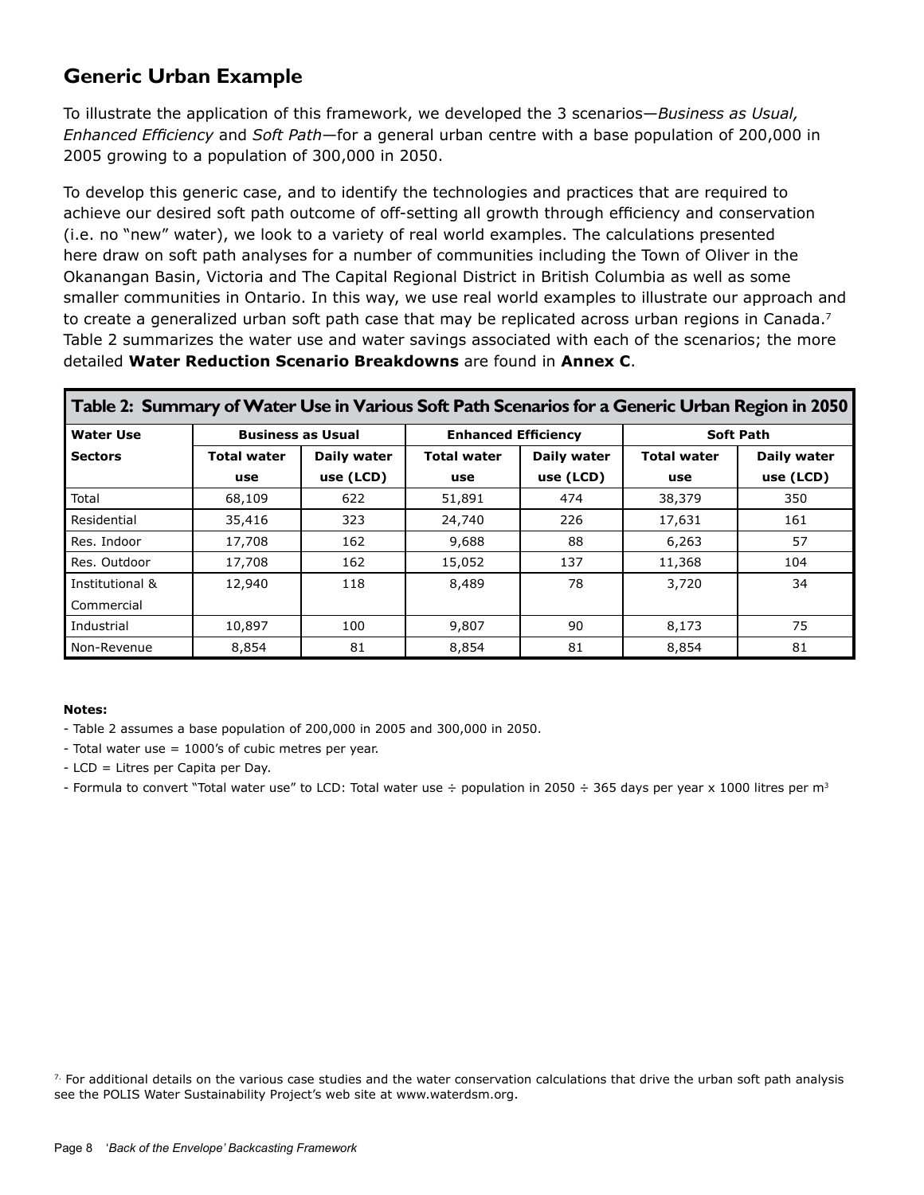## Generic Urban Example

To illustrate the application of this framework, we developed the 3 scenarios—*Business as Usual, Enhanced Efficiency* and *Soft Path*—for a general urban centre with a base population of 200,000 in 2005 growing to a population of 300,000 in 2050.

To develop this generic case, and to identify the technologies and practices that are required to achieve our desired soft path outcome of off-setting all growth through efficiency and conservation (i.e. no "new" water), we look to a variety of real world examples. The calculations presented here draw on soft path analyses for a number of communities including the Town of Oliver in the Okanangan Basin, Victoria and The Capital Regional District in British Columbia as well as some smaller communities in Ontario. In this way, we use real world examples to illustrate our approach and to create a generalized urban soft path case that may be replicated across urban regions in Canada.[7] Table 2 summarizes the water use and water savings associated with each of the scenarios; the more detailed **Water Reduction Scenario Breakdowns** are found in **Annex C**.

**Table 2: Summary of Water Use in Various Soft Path Scenarios for a Generic Urban Region in 2050**

| Water Use Sectors | Business as Usual | | Enhanced Efficiency | | Soft Path | |
|---|---|---|---|---|---|---|
| | Total water use | Daily water use (LCD) | Total water use | Daily water use (LCD) | Total water use | Daily water use (LCD) |
| Total | 68,109 | 622 | 51,891 | 474 | 38,379 | 350 |
| Residential | 35,416 | 323 | 24,740 | 226 | 17,631 | 161 |
| Res. Indoor | 17,708 | 162 | 9,688 | 88 | 6,263 | 57 |
| Res. Outdoor | 17,708 | 162 | 15,052 | 137 | 11,368 | 104 |
| Institutional & Commercial | 12,940 | 118 | 8,489 | 78 | 3,720 | 34 |
| Industrial | 10,897 | 100 | 9,807 | 90 | 8,173 | 75 |
| Non-Revenue | 8,854 | 81 | 8,854 | 81 | 8,854 | 81 |

**Notes:**

- Table 2 assumes a base population of 200,000 in 2005 and 300,000 in 2050.
- Total water use = 1000's of cubic metres per year.
- LCD = Litres per Capita per Day.
- Formula to convert "Total water use" to LCD: Total water use ÷ population in 2050 ÷ 365 days per year x 1000 litres per $m^3$

[7] For additional details on the various case studies and the water conservation calculations that drive the urban soft path analysis see the POLIS Water Sustainability Project's web site at www.waterdsm.org.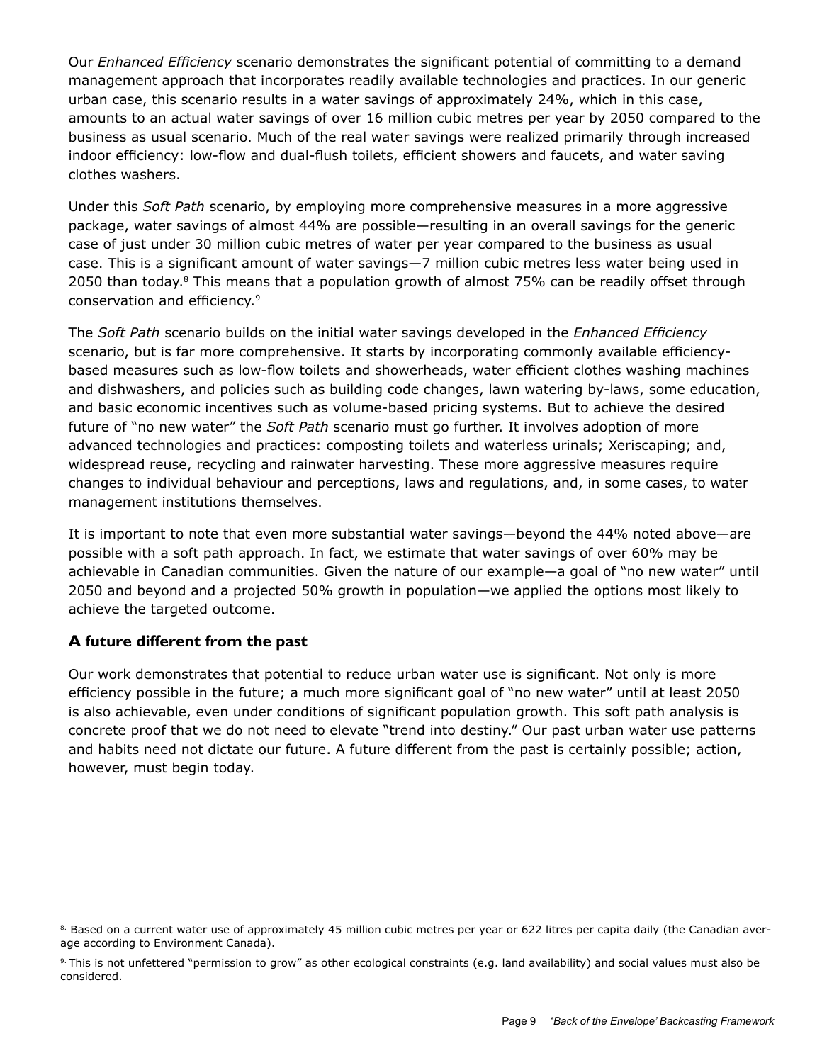Our *Enhanced Efficiency* scenario demonstrates the significant potential of committing to a demand management approach that incorporates readily available technologies and practices. In our generic urban case, this scenario results in a water savings of approximately 24%, which in this case, amounts to an actual water savings of over 16 million cubic metres per year by 2050 compared to the business as usual scenario. Much of the real water savings were realized primarily through increased indoor efficiency: low-flow and dual-flush toilets, efficient showers and faucets, and water saving clothes washers.

Under this *Soft Path* scenario, by employing more comprehensive measures in a more aggressive package, water savings of almost 44% are possible—resulting in an overall savings for the generic case of just under 30 million cubic metres of water per year compared to the business as usual case. This is a significant amount of water savings—7 million cubic metres less water being used in 2050 than today.[8] This means that a population growth of almost 75% can be readily offset through conservation and efficiency.[9]

The *Soft Path* scenario builds on the initial water savings developed in the *Enhanced Efficiency* scenario, but is far more comprehensive. It starts by incorporating commonly available efficiency-based measures such as low-flow toilets and showerheads, water efficient clothes washing machines and dishwashers, and policies such as building code changes, lawn watering by-laws, some education, and basic economic incentives such as volume-based pricing systems. But to achieve the desired future of "no new water" the *Soft Path* scenario must go further. It involves adoption of more advanced technologies and practices: composting toilets and waterless urinals; Xeriscaping; and, widespread reuse, recycling and rainwater harvesting. These more aggressive measures require changes to individual behaviour and perceptions, laws and regulations, and, in some cases, to water management institutions themselves.

It is important to note that even more substantial water savings—beyond the 44% noted above—are possible with a soft path approach. In fact, we estimate that water savings of over 60% may be achievable in Canadian communities. Given the nature of our example—a goal of "no new water" until 2050 and beyond and a projected 50% growth in population—we applied the options most likely to achieve the targeted outcome.

### A future different from the past

Our work demonstrates that potential to reduce urban water use is significant. Not only is more efficiency possible in the future; a much more significant goal of "no new water" until at least 2050 is also achievable, even under conditions of significant population growth. This soft path analysis is concrete proof that we do not need to elevate "trend into destiny." Our past urban water use patterns and habits need not dictate our future. A future different from the past is certainly possible; action, however, must begin today.

---

8. Based on a current water use of approximately 45 million cubic metres per year or 622 litres per capita daily (the Canadian average according to Environment Canada).

9. This is not unfettered "permission to grow" as other ecological constraints (e.g. land availability) and social values must also be considered.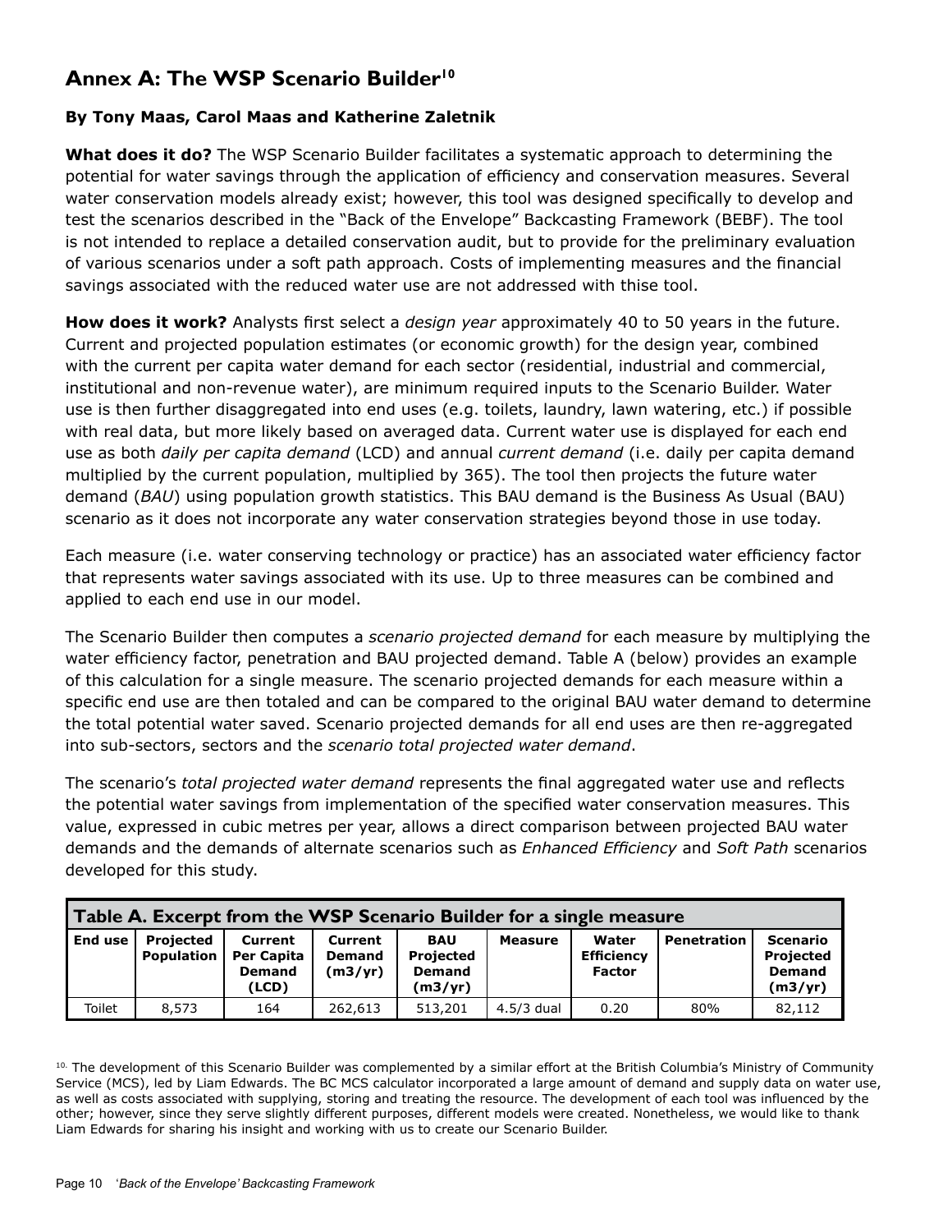## Annex A: The WSP Scenario Builder[10]

**By Tony Maas, Carol Maas and Katherine Zaletnik**

**What does it do?** The WSP Scenario Builder facilitates a systematic approach to determining the potential for water savings through the application of efficiency and conservation measures. Several water conservation models already exist; however, this tool was designed specifically to develop and test the scenarios described in the "Back of the Envelope" Backcasting Framework (BEBF). The tool is not intended to replace a detailed conservation audit, but to provide for the preliminary evaluation of various scenarios under a soft path approach. Costs of implementing measures and the financial savings associated with the reduced water use are not addressed with thise tool.

**How does it work?** Analysts first select a *design year* approximately 40 to 50 years in the future. Current and projected population estimates (or economic growth) for the design year, combined with the current per capita water demand for each sector (residential, industrial and commercial, institutional and non-revenue water), are minimum required inputs to the Scenario Builder. Water use is then further disaggregated into end uses (e.g. toilets, laundry, lawn watering, etc.) if possible with real data, but more likely based on averaged data. Current water use is displayed for each end use as both *daily per capita demand* (LCD) and annual *current demand* (i.e. daily per capita demand multiplied by the current population, multiplied by 365). The tool then projects the future water demand (*BAU*) using population growth statistics. This BAU demand is the Business As Usual (BAU) scenario as it does not incorporate any water conservation strategies beyond those in use today.

Each measure (i.e. water conserving technology or practice) has an associated water efficiency factor that represents water savings associated with its use. Up to three measures can be combined and applied to each end use in our model.

The Scenario Builder then computes a *scenario projected demand* for each measure by multiplying the water efficiency factor, penetration and BAU projected demand. Table A (below) provides an example of this calculation for a single measure. The scenario projected demands for each measure within a specific end use are then totaled and can be compared to the original BAU water demand to determine the total potential water saved. Scenario projected demands for all end uses are then re-aggregated into sub-sectors, sectors and the *scenario total projected water demand*.

The scenario's *total projected water demand* represents the final aggregated water use and reflects the potential water savings from implementation of the specified water conservation measures. This value, expressed in cubic metres per year, allows a direct comparison between projected BAU water demands and the demands of alternate scenarios such as *Enhanced Efficiency* and *Soft Path* scenarios developed for this study.

**Table A. Excerpt from the WSP Scenario Builder for a single measure**

| End use | Projected Population | Current Per Capita Demand (LCD) | Current Demand (m3/yr) | BAU Projected Demand (m3/yr) | Measure | Water Efficiency Factor | Penetration | Scenario Projected Demand (m3/yr) |
|---|---|---|---|---|---|---|---|---|
| Toilet | 8,573 | 164 | 262,613 | 513,201 | 4.5/3 dual | 0.20 | 80% | 82,112 |

[10] The development of this Scenario Builder was complemented by a similar effort at the British Columbia's Ministry of Community Service (MCS), led by Liam Edwards. The BC MCS calculator incorporated a large amount of demand and supply data on water use, as well as costs associated with supplying, storing and treating the resource. The development of each tool was influenced by the other; however, since they serve slightly different purposes, different models were created. Nonetheless, we would like to thank Liam Edwards for sharing his insight and working with us to create our Scenario Builder.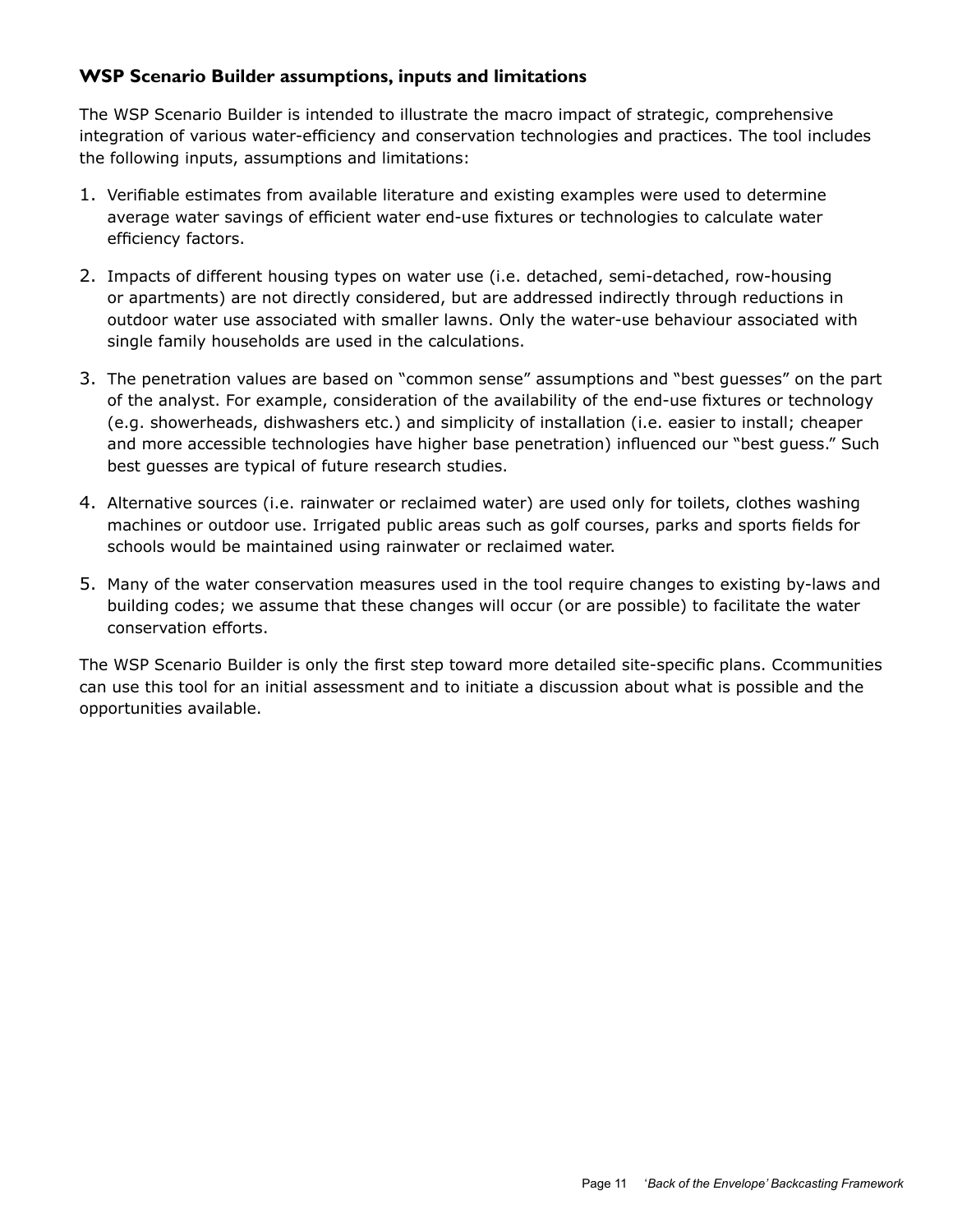### WSP Scenario Builder assumptions, inputs and limitations

The WSP Scenario Builder is intended to illustrate the macro impact of strategic, comprehensive integration of various water-efficiency and conservation technologies and practices. The tool includes the following inputs, assumptions and limitations:

1. Verifiable estimates from available literature and existing examples were used to determine average water savings of efficient water end-use fixtures or technologies to calculate water efficiency factors.
2. Impacts of different housing types on water use (i.e. detached, semi-detached, row-housing or apartments) are not directly considered, but are addressed indirectly through reductions in outdoor water use associated with smaller lawns. Only the water-use behaviour associated with single family households are used in the calculations.
3. The penetration values are based on "common sense" assumptions and "best guesses" on the part of the analyst. For example, consideration of the availability of the end-use fixtures or technology (e.g. showerheads, dishwashers etc.) and simplicity of installation (i.e. easier to install; cheaper and more accessible technologies have higher base penetration) influenced our "best guess." Such best guesses are typical of future research studies.
4. Alternative sources (i.e. rainwater or reclaimed water) are used only for toilets, clothes washing machines or outdoor use. Irrigated public areas such as golf courses, parks and sports fields for schools would be maintained using rainwater or reclaimed water.
5. Many of the water conservation measures used in the tool require changes to existing by-laws and building codes; we assume that these changes will occur (or are possible) to facilitate the water conservation efforts.

The WSP Scenario Builder is only the first step toward more detailed site-specific plans. Ccommunities can use this tool for an initial assessment and to initiate a discussion about what is possible and the opportunities available.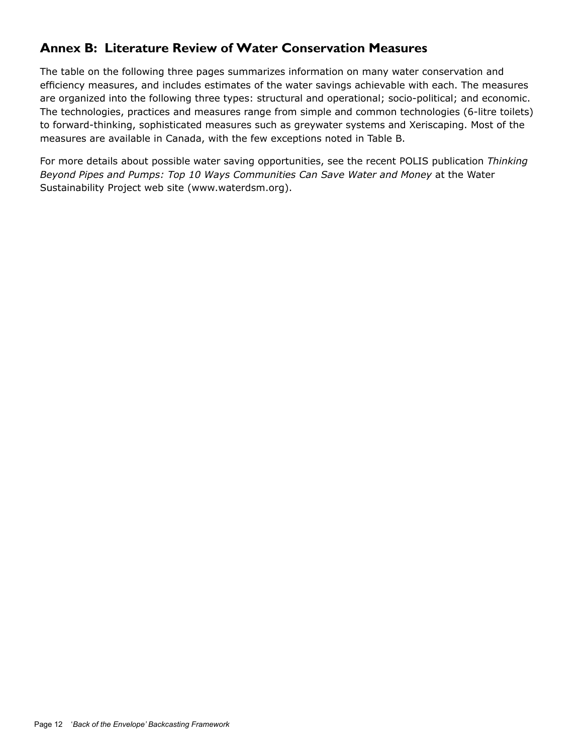## Annex B: Literature Review of Water Conservation Measures

The table on the following three pages summarizes information on many water conservation and efficiency measures, and includes estimates of the water savings achievable with each. The measures are organized into the following three types: structural and operational; socio-political; and economic. The technologies, practices and measures range from simple and common technologies (6-litre toilets) to forward-thinking, sophisticated measures such as greywater systems and Xeriscaping. Most of the measures are available in Canada, with the few exceptions noted in Table B.

For more details about possible water saving opportunities, see the recent POLIS publication *Thinking Beyond Pipes and Pumps: Top 10 Ways Communities Can Save Water and Money* at the Water Sustainability Project web site (www.waterdsm.org).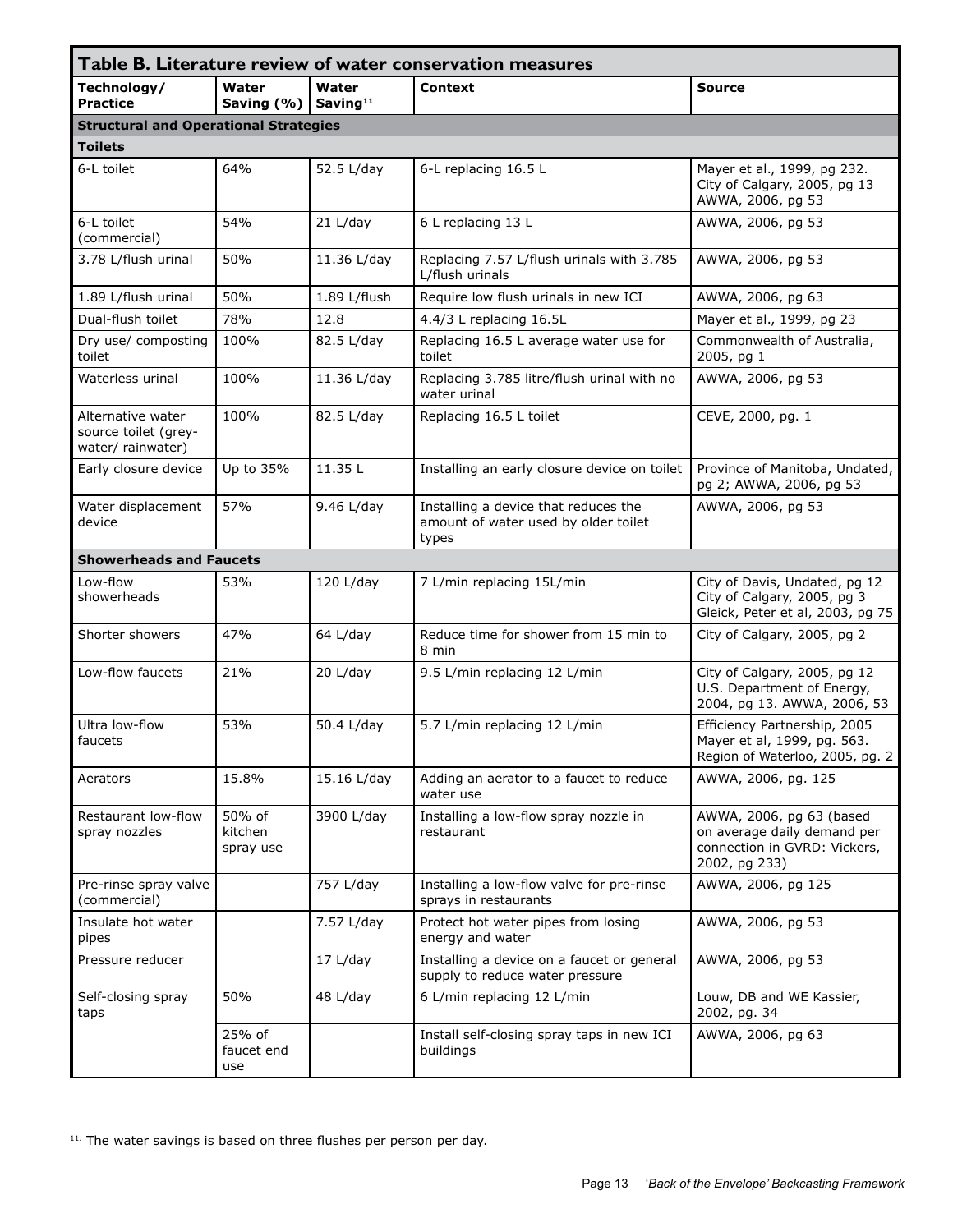| Table B. Literature review of water conservation measures | | | | |
|---|---|---|---|---|
| **Technology/ Practice** | **Water Saving (%)** | **Water Saving[11]** | **Context** | **Source** |
| **Structural and Operational Strategies** | | | | |
| **Toilets** | | | | |
| 6-L toilet | 64% | 52.5 L/day | 6-L replacing 16.5 L | Mayer et al., 1999, pg 232. City of Calgary, 2005, pg 13 AWWA, 2006, pg 53 |
| 6-L toilet (commercial) | 54% | 21 L/day | 6 L replacing 13 L | AWWA, 2006, pg 53 |
| 3.78 L/flush urinal | 50% | 11.36 L/day | Replacing 7.57 L/flush urinals with 3.785 L/flush urinals | AWWA, 2006, pg 53 |
| 1.89 L/flush urinal | 50% | 1.89 L/flush | Require low flush urinals in new ICI | AWWA, 2006, pg 63 |
| Dual-flush toilet | 78% | 12.8 | 4.4/3 L replacing 16.5L | Mayer et al., 1999, pg 23 |
| Dry use/ composting toilet | 100% | 82.5 L/day | Replacing 16.5 L average water use for toilet | Commonwealth of Australia, 2005, pg 1 |
| Waterless urinal | 100% | 11.36 L/day | Replacing 3.785 litre/flush urinal with no water urinal | AWWA, 2006, pg 53 |
| Alternative water source toilet (grey-water/ rainwater) | 100% | 82.5 L/day | Replacing 16.5 L toilet | CEVE, 2000, pg. 1 |
| Early closure device | Up to 35% | 11.35 L | Installing an early closure device on toilet | Province of Manitoba, Undated, pg 2; AWWA, 2006, pg 53 |
| Water displacement device | 57% | 9.46 L/day | Installing a device that reduces the amount of water used by older toilet types | AWWA, 2006, pg 53 |
| **Showerheads and Faucets** | | | | |
| Low-flow showerheads | 53% | 120 L/day | 7 L/min replacing 15L/min | City of Davis, Undated, pg 12 City of Calgary, 2005, pg 3 Gleick, Peter et al, 2003, pg 75 |
| Shorter showers | 47% | 64 L/day | Reduce time for shower from 15 min to 8 min | City of Calgary, 2005, pg 2 |
| Low-flow faucets | 21% | 20 L/day | 9.5 L/min replacing 12 L/min | City of Calgary, 2005, pg 12 U.S. Department of Energy, 2004, pg 13. AWWA, 2006, 53 |
| Ultra low-flow faucets | 53% | 50.4 L/day | 5.7 L/min replacing 12 L/min | Efficiency Partnership, 2005 Mayer et al, 1999, pg. 563. Region of Waterloo, 2005, pg. 2 |
| Aerators | 15.8% | 15.16 L/day | Adding an aerator to a faucet to reduce water use | AWWA, 2006, pg. 125 |
| Restaurant low-flow spray nozzles | 50% of kitchen spray use | 3900 L/day | Installing a low-flow spray nozzle in restaurant | AWWA, 2006, pg 63 (based on average daily demand per connection in GVRD: Vickers, 2002, pg 233) |
| Pre-rinse spray valve (commercial) | | 757 L/day | Installing a low-flow valve for pre-rinse sprays in restaurants | AWWA, 2006, pg 125 |
| Insulate hot water pipes | | 7.57 L/day | Protect hot water pipes from losing energy and water | AWWA, 2006, pg 53 |
| Pressure reducer | | 17 L/day | Installing a device on a faucet or general supply to reduce water pressure | AWWA, 2006, pg 53 |
| Self-closing spray taps | 50% | 48 L/day | 6 L/min replacing 12 L/min | Louw, DB and WE Kassier, 2002, pg. 34 |
| | 25% of faucet end use | | Install self-closing spray taps in new ICI buildings | AWWA, 2006, pg 63 |

[11] The water savings is based on three flushes per person per day.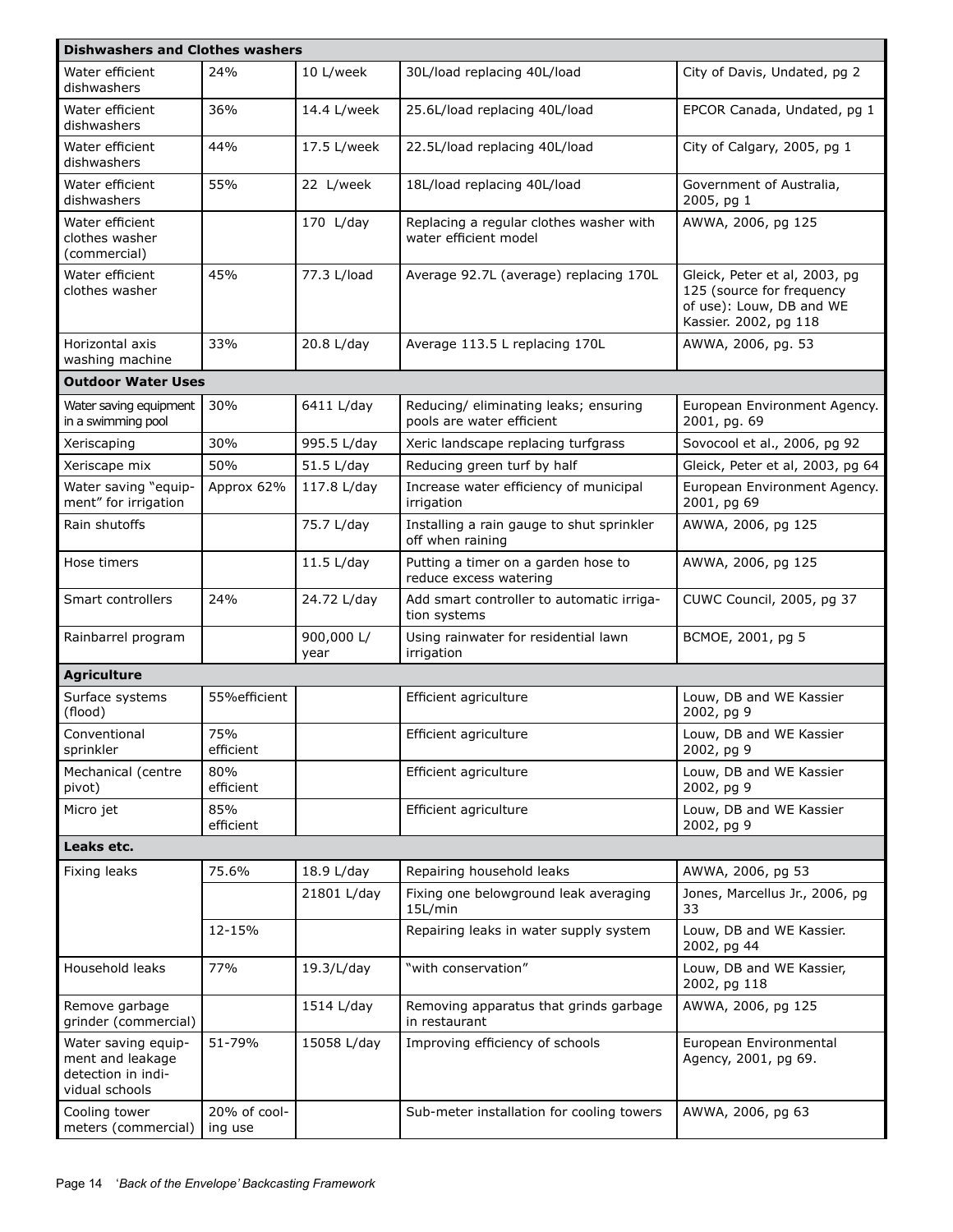| Dishwashers and Clothes washers | | | | |
|---|---|---|---|---|
| Water efficient dishwashers | 24% | 10 L/week | 30L/load replacing 40L/load | City of Davis, Undated, pg 2 |
| Water efficient dishwashers | 36% | 14.4 L/week | 25.6L/load replacing 40L/load | EPCOR Canada, Undated, pg 1 |
| Water efficient dishwashers | 44% | 17.5 L/week | 22.5L/load replacing 40L/load | City of Calgary, 2005, pg 1 |
| Water efficient dishwashers | 55% | 22 L/week | 18L/load replacing 40L/load | Government of Australia, 2005, pg 1 |
| Water efficient clothes washer (commercial) | | 170 L/day | Replacing a regular clothes washer with water efficient model | AWWA, 2006, pg 125 |
| Water efficient clothes washer | 45% | 77.3 L/load | Average 92.7L (average) replacing 170L | Gleick, Peter et al, 2003, pg 125 (source for frequency of use): Louw, DB and WE Kassier. 2002, pg 118 |
| Horizontal axis washing machine | 33% | 20.8 L/day | Average 113.5 L replacing 170L | AWWA, 2006, pg. 53 |
| **Outdoor Water Uses** | | | | |
| Water saving equipment in a swimming pool | 30% | 6411 L/day | Reducing/ eliminating leaks; ensuring pools are water efficient | European Environment Agency. 2001, pg. 69 |
| Xeriscaping | 30% | 995.5 L/day | Xeric landscape replacing turfgrass | Sovocool et al., 2006, pg 92 |
| Xeriscape mix | 50% | 51.5 L/day | Reducing green turf by half | Gleick, Peter et al, 2003, pg 64 |
| Water saving "equipment" for irrigation | Approx 62% | 117.8 L/day | Increase water efficiency of municipal irrigation | European Environment Agency. 2001, pg 69 |
| Rain shutoffs | | 75.7 L/day | Installing a rain gauge to shut sprinkler off when raining | AWWA, 2006, pg 125 |
| Hose timers | | 11.5 L/day | Putting a timer on a garden hose to reduce excess watering | AWWA, 2006, pg 125 |
| Smart controllers | 24% | 24.72 L/day | Add smart controller to automatic irrigation systems | CUWC Council, 2005, pg 37 |
| Rainbarrel program | | 900,000 L/year | Using rainwater for residential lawn irrigation | BCMOE, 2001, pg 5 |
| **Agriculture** | | | | |
| Surface systems (flood) | 55%efficient | | Efficient agriculture | Louw, DB and WE Kassier 2002, pg 9 |
| Conventional sprinkler | 75% efficient | | Efficient agriculture | Louw, DB and WE Kassier 2002, pg 9 |
| Mechanical (centre pivot) | 80% efficient | | Efficient agriculture | Louw, DB and WE Kassier 2002, pg 9 |
| Micro jet | 85% efficient | | Efficient agriculture | Louw, DB and WE Kassier 2002, pg 9 |
| **Leaks etc.** | | | | |
| Fixing leaks | 75.6% | 18.9 L/day | Repairing household leaks | AWWA, 2006, pg 53 |
| | | 21801 L/day | Fixing one belowground leak averaging 15L/min | Jones, Marcellus Jr., 2006, pg 33 |
| | 12-15% | | Repairing leaks in water supply system | Louw, DB and WE Kassier. 2002, pg 44 |
| Household leaks | 77% | 19.3/L/day | "with conservation" | Louw, DB and WE Kassier, 2002, pg 118 |
| Remove garbage grinder (commercial) | | 1514 L/day | Removing apparatus that grinds garbage in restaurant | AWWA, 2006, pg 125 |
| Water saving equipment and leakage detection in individual schools | 51-79% | 15058 L/day | Improving efficiency of schools | European Environmental Agency, 2001, pg 69. |
| Cooling tower meters (commercial) | 20% of cooling use | | Sub-meter installation for cooling towers | AWWA, 2006, pg 63 |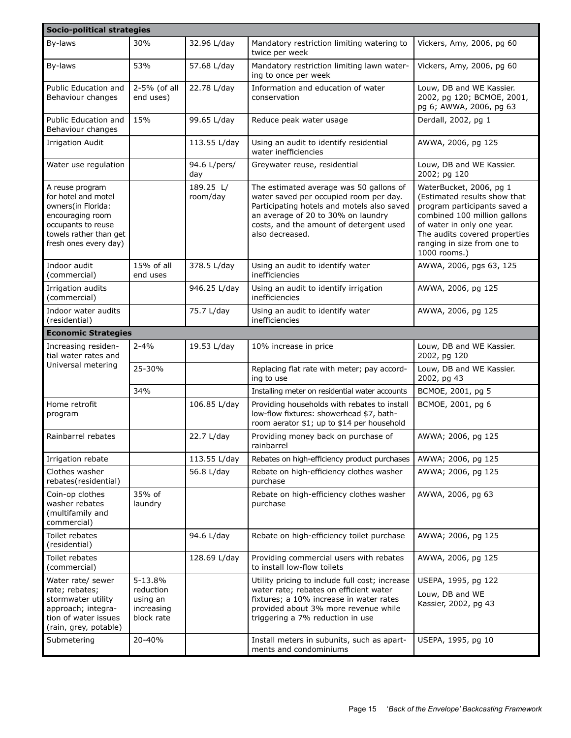| Socio-political strategies | | | | |
|---|---|---|---|---|
| By-laws | 30% | 32.96 L/day | Mandatory restriction limiting watering to twice per week | Vickers, Amy, 2006, pg 60 |
| By-laws | 53% | 57.68 L/day | Mandatory restriction limiting lawn watering to once per week | Vickers, Amy, 2006, pg 60 |
| Public Education and Behaviour changes | 2-5% (of all end uses) | 22.78 L/day | Information and education of water conservation | Louw, DB and WE Kassier. 2002, pg 120; BCMOE, 2001, pg 6; AWWA, 2006, pg 63 |
| Public Education and Behaviour changes | 15% | 99.65 L/day | Reduce peak water usage | Derdall, 2002, pg 1 |
| Irrigation Audit | | 113.55 L/day | Using an audit to identify residential water inefficiencies | AWWA, 2006, pg 125 |
| Water use regulation | | 94.6 L/pers/day | Greywater reuse, residential | Louw, DB and WE Kassier. 2002; pg 120 |
| A reuse program for hotel and motel owners(in Florida: encouraging room occupants to reuse towels rather than get fresh ones every day) | | 189.25 L/room/day | The estimated average was 50 gallons of water saved per occupied room per day. Participating hotels and motels also saved an average of 20 to 30% on laundry costs, and the amount of detergent used also decreased. | WaterBucket, 2006, pg 1 (Estimated results show that program participants saved a combined 100 million gallons of water in only one year. The audits covered properties ranging in size from one to 1000 rooms.) |
| Indoor audit (commercial) | 15% of all end uses | 378.5 L/day | Using an audit to identify water inefficiencies | AWWA, 2006, pgs 63, 125 |
| Irrigation audits (commercial) | | 946.25 L/day | Using an audit to identify irrigation inefficiencies | AWWA, 2006, pg 125 |
| Indoor water audits (residential) | | 75.7 L/day | Using an audit to identify water inefficiencies | AWWA, 2006, pg 125 |
| **Economic Strategies** | | | | |
| Increasing residential water rates and Universal metering | 2-4% | 19.53 L/day | 10% increase in price | Louw, DB and WE Kassier. 2002, pg 120 |
| | 25-30% | | Replacing flat rate with meter; pay according to use | Louw, DB and WE Kassier. 2002, pg 43 |
| | 34% | | Installing meter on residential water accounts | BCMOE, 2001, pg 5 |
| Home retrofit program | | 106.85 L/day | Providing households with rebates to install low-flow fixtures: showerhead $7, bathroom aerator $1; up to $14 per household | BCMOE, 2001, pg 6 |
| Rainbarrel rebates | | 22.7 L/day | Providing money back on purchase of rainbarrel | AWWA; 2006, pg 125 |
| Irrigation rebate | | 113.55 L/day | Rebates on high-efficiency product purchases | AWWA; 2006, pg 125 |
| Clothes washer rebates(residential) | | 56.8 L/day | Rebate on high-efficiency clothes washer purchase | AWWA; 2006, pg 125 |
| Coin-op clothes washer rebates (multifamily and commercial) | 35% of laundry | | Rebate on high-efficiency clothes washer purchase | AWWA, 2006, pg 63 |
| Toilet rebates (residential) | | 94.6 L/day | Rebate on high-efficiency toilet purchase | AWWA; 2006, pg 125 |
| Toilet rebates (commercial) | | 128.69 L/day | Providing commercial users with rebates to install low-flow toilets | AWWA, 2006, pg 125 |
| Water rate/ sewer rate; rebates; stormwater utility approach; integration of water issues (rain, grey, potable) | 5-13.8% reduction using an increasing block rate | | Utility pricing to include full cost; increase water rate; rebates on efficient water fixtures; a 10% increase in water rates provided about 3% more revenue while triggering a 7% reduction in use | USEPA, 1995, pg 122<br>Louw, DB and WE Kassier, 2002, pg 43 |
| Submetering | 20-40% | | Install meters in subunits, such as apartments and condominiums | USEPA, 1995, pg 10 |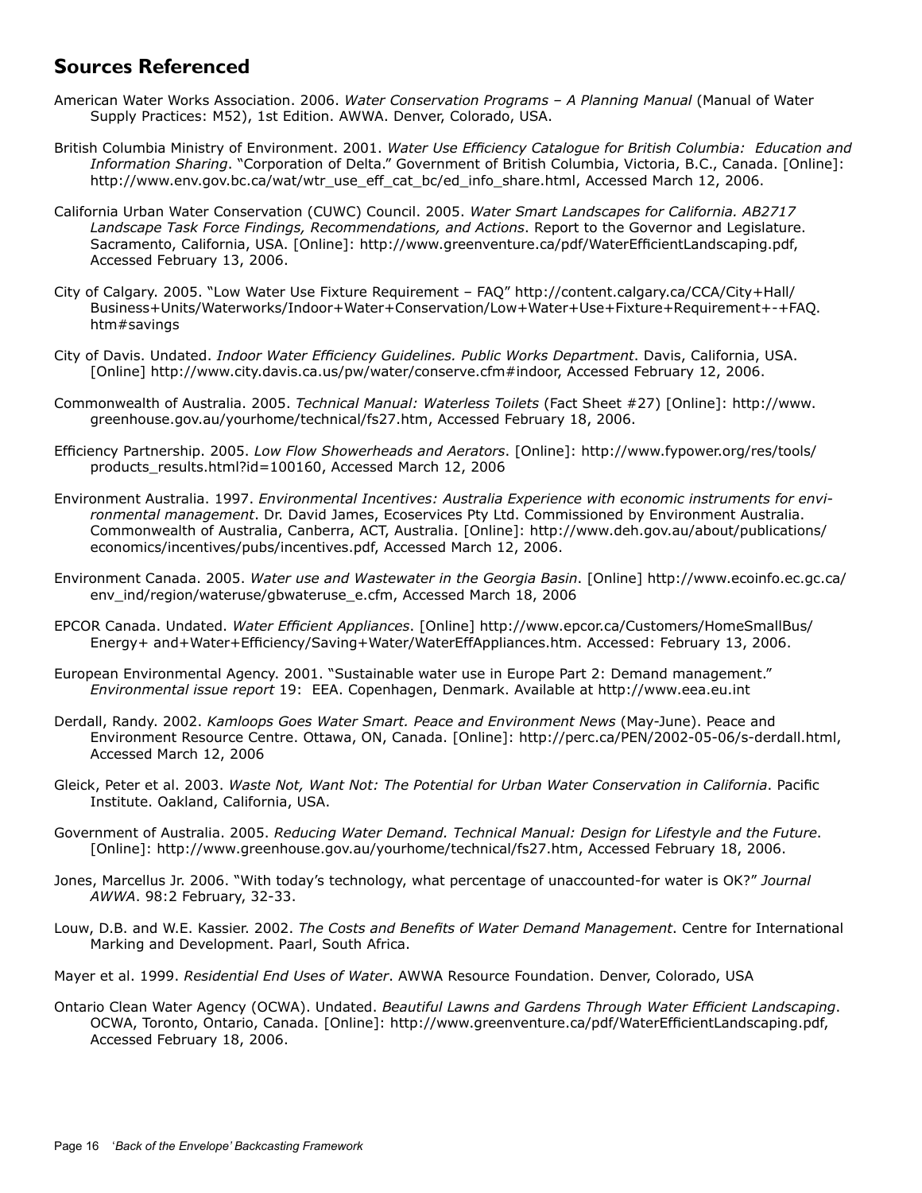## Sources Referenced

American Water Works Association. 2006. *Water Conservation Programs – A Planning Manual* (Manual of Water Supply Practices: M52), 1st Edition. AWWA. Denver, Colorado, USA.

British Columbia Ministry of Environment. 2001. *Water Use Efficiency Catalogue for British Columbia: Education and Information Sharing*. "Corporation of Delta." Government of British Columbia, Victoria, B.C., Canada. [Online]: http://www.env.gov.bc.ca/wat/wtr_use_eff_cat_bc/ed_info_share.html, Accessed March 12, 2006.

California Urban Water Conservation (CUWC) Council. 2005. *Water Smart Landscapes for California. AB2717 Landscape Task Force Findings, Recommendations, and Actions*. Report to the Governor and Legislature. Sacramento, California, USA. [Online]: http://www.greenventure.ca/pdf/WaterEfficientLandscaping.pdf, Accessed February 13, 2006.

City of Calgary. 2005. "Low Water Use Fixture Requirement – FAQ" http://content.calgary.ca/CCA/City+Hall/Business+Units/Waterworks/Indoor+Water+Conservation/Low+Water+Use+Fixture+Requirement+-+FAQ.htm#savings

City of Davis. Undated. *Indoor Water Efficiency Guidelines. Public Works Department*. Davis, California, USA. [Online] http://www.city.davis.ca.us/pw/water/conserve.cfm#indoor, Accessed February 12, 2006.

Commonwealth of Australia. 2005. *Technical Manual: Waterless Toilets* (Fact Sheet #27) [Online]: http://www.greenhouse.gov.au/yourhome/technical/fs27.htm, Accessed February 18, 2006.

Efficiency Partnership. 2005. *Low Flow Showerheads and Aerators*. [Online]: http://www.fypower.org/res/tools/products_results.html?id=100160, Accessed March 12, 2006

Environment Australia. 1997. *Environmental Incentives: Australia Experience with economic instruments for environmental management*. Dr. David James, Ecoservices Pty Ltd. Commissioned by Environment Australia. Commonwealth of Australia, Canberra, ACT, Australia. [Online]: http://www.deh.gov.au/about/publications/economics/incentives/pubs/incentives.pdf, Accessed March 12, 2006.

Environment Canada. 2005. *Water use and Wastewater in the Georgia Basin*. [Online] http://www.ecoinfo.ec.gc.ca/env_ind/region/wateruse/gbwateruse_e.cfm, Accessed March 18, 2006

EPCOR Canada. Undated. *Water Efficient Appliances*. [Online] http://www.epcor.ca/Customers/HomeSmallBus/Energy+ and+Water+Efficiency/Saving+Water/WaterEffAppliances.htm. Accessed: February 13, 2006.

European Environmental Agency. 2001. "Sustainable water use in Europe Part 2: Demand management." *Environmental issue report* 19: EEA. Copenhagen, Denmark. Available at http://www.eea.eu.int

Derdall, Randy. 2002. *Kamloops Goes Water Smart. Peace and Environment News* (May-June). Peace and Environment Resource Centre. Ottawa, ON, Canada. [Online]: http://perc.ca/PEN/2002-05-06/s-derdall.html, Accessed March 12, 2006

Gleick, Peter et al. 2003. *Waste Not, Want Not: The Potential for Urban Water Conservation in California*. Pacific Institute. Oakland, California, USA.

Government of Australia. 2005. *Reducing Water Demand. Technical Manual: Design for Lifestyle and the Future*. [Online]: http://www.greenhouse.gov.au/yourhome/technical/fs27.htm, Accessed February 18, 2006.

Jones, Marcellus Jr. 2006. "With today's technology, what percentage of unaccounted-for water is OK?" *Journal AWWA*. 98:2 February, 32-33.

Louw, D.B. and W.E. Kassier. 2002. *The Costs and Benefits of Water Demand Management*. Centre for International Marking and Development. Paarl, South Africa.

Mayer et al. 1999. *Residential End Uses of Water*. AWWA Resource Foundation. Denver, Colorado, USA

Ontario Clean Water Agency (OCWA). Undated. *Beautiful Lawns and Gardens Through Water Efficient Landscaping*. OCWA, Toronto, Ontario, Canada. [Online]: http://www.greenventure.ca/pdf/WaterEfficientLandscaping.pdf, Accessed February 18, 2006.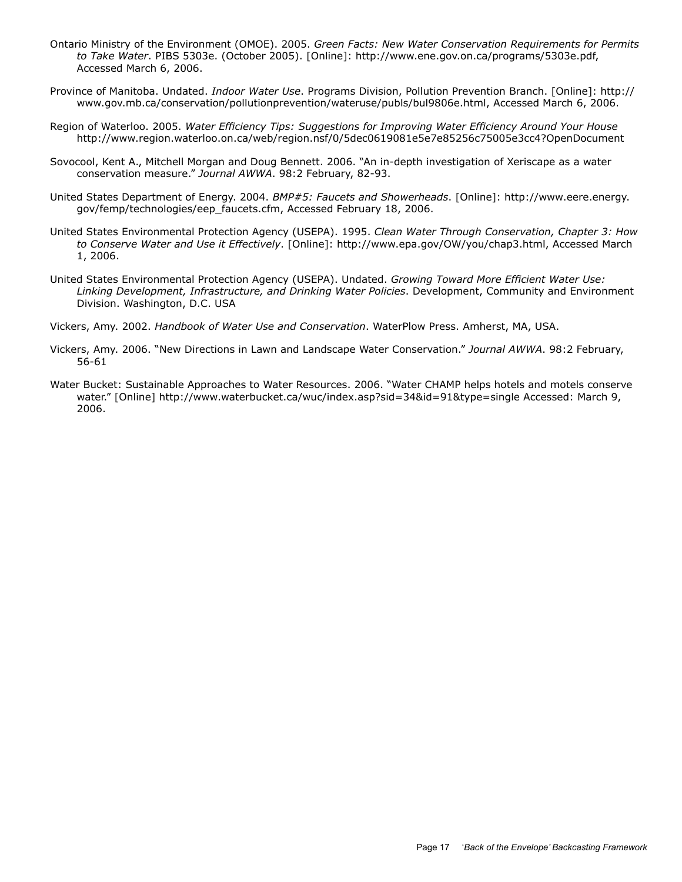Ontario Ministry of the Environment (OMOE). 2005. *Green Facts: New Water Conservation Requirements for Permits to Take Water*. PIBS 5303e. (October 2005). [Online]: http://www.ene.gov.on.ca/programs/5303e.pdf, Accessed March 6, 2006.

Province of Manitoba. Undated. *Indoor Water Use*. Programs Division, Pollution Prevention Branch. [Online]: http://www.gov.mb.ca/conservation/pollutionprevention/wateruse/publs/bul9806e.html, Accessed March 6, 2006.

Region of Waterloo. 2005. *Water Efficiency Tips: Suggestions for Improving Water Efficiency Around Your House* http://www.region.waterloo.on.ca/web/region.nsf/0/5dec0619081e5e7e85256c75005e3cc4?OpenDocument

Sovocool, Kent A., Mitchell Morgan and Doug Bennett. 2006. "An in-depth investigation of Xeriscape as a water conservation measure." *Journal AWWA*. 98:2 February, 82-93.

United States Department of Energy. 2004. *BMP#5: Faucets and Showerheads*. [Online]: http://www.eere.energy.gov/femp/technologies/eep_faucets.cfm, Accessed February 18, 2006.

United States Environmental Protection Agency (USEPA). 1995. *Clean Water Through Conservation, Chapter 3: How to Conserve Water and Use it Effectively*. [Online]: http://www.epa.gov/OW/you/chap3.html, Accessed March 1, 2006.

United States Environmental Protection Agency (USEPA). Undated. *Growing Toward More Efficient Water Use: Linking Development, Infrastructure, and Drinking Water Policies*. Development, Community and Environment Division. Washington, D.C. USA

Vickers, Amy. 2002. *Handbook of Water Use and Conservation*. WaterPlow Press. Amherst, MA, USA.

Vickers, Amy. 2006. "New Directions in Lawn and Landscape Water Conservation." *Journal AWWA*. 98:2 February, 56-61

Water Bucket: Sustainable Approaches to Water Resources. 2006. "Water CHAMP helps hotels and motels conserve water." [Online] http://www.waterbucket.ca/wuc/index.asp?sid=34&id=91&type=single Accessed: March 9, 2006.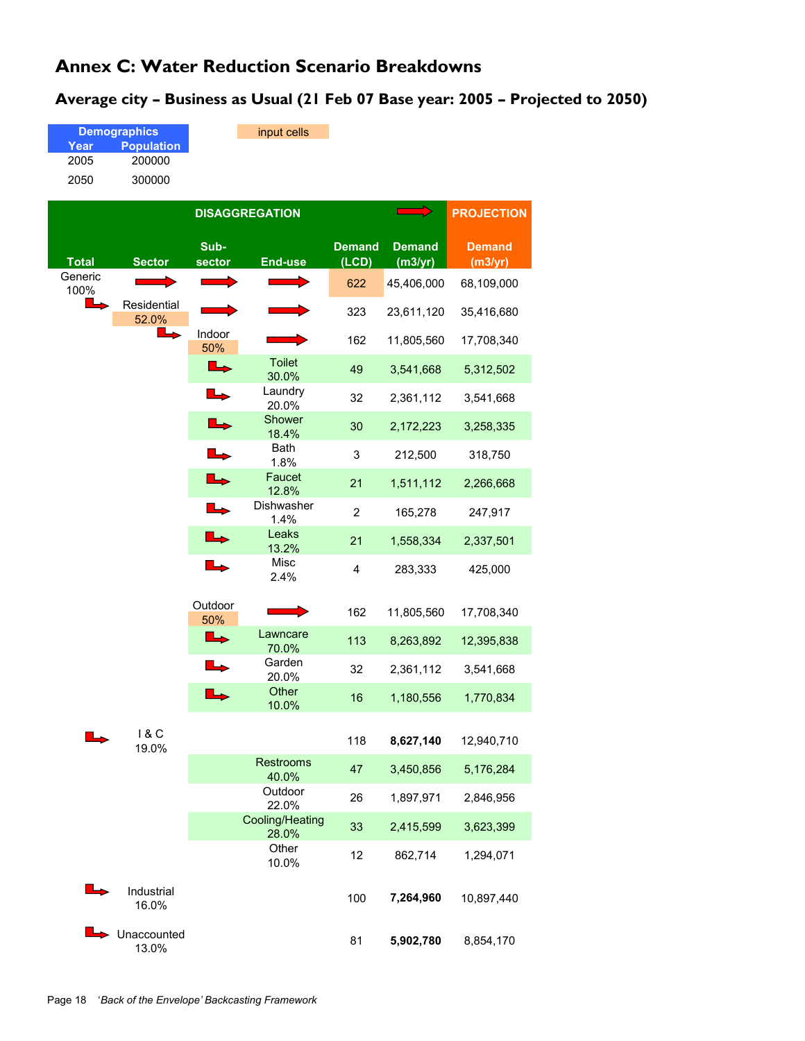# Annex C: Water Reduction Scenario Breakdowns

## Average city – Business as Usual (21 Feb 07 Base year: 2005 – Projected to 2050)

| Demographics | |
|---|---|
| Year | Population |
| 2005 | 200000 |
| 2050 | 300000 |

input cells

| DISAGGREGATION | | | | | | PROJECTION |
|---|---|---|---|---|---|---|
| Total | Sector | Sub-sector | End-use | Demand (LCD) | Demand (m3/yr) | Demand (m3/yr) |
| Generic 100% | | | | 622 | 45,406,000 | 68,109,000 |
| | Residential 52.0% | | | 323 | 23,611,120 | 35,416,680 |
| | | Indoor 50% | | 162 | 11,805,560 | 17,708,340 |
| | | | Toilet 30.0% | 49 | 3,541,668 | 5,312,502 |
| | | | Laundry 20.0% | 32 | 2,361,112 | 3,541,668 |
| | | | Shower 18.4% | 30 | 2,172,223 | 3,258,335 |
| | | | Bath 1.8% | 3 | 212,500 | 318,750 |
| | | | Faucet 12.8% | 21 | 1,511,112 | 2,266,668 |
| | | | Dishwasher 1.4% | 2 | 165,278 | 247,917 |
| | | | Leaks 13.2% | 21 | 1,558,334 | 2,337,501 |
| | | | Misc 2.4% | 4 | 283,333 | 425,000 |
| | | Outdoor 50% | | 162 | 11,805,560 | 17,708,340 |
| | | | Lawncare 70.0% | 113 | 8,263,892 | 12,395,838 |
| | | | Garden 20.0% | 32 | 2,361,112 | 3,541,668 |
| | | | Other 10.0% | 16 | 1,180,556 | 1,770,834 |
| | I & C 19.0% | | | 118 | **8,627,140** | 12,940,710 |
| | | | Restrooms 40.0% | 47 | 3,450,856 | 5,176,284 |
| | | | Outdoor 22.0% | 26 | 1,897,971 | 2,846,956 |
| | | | Cooling/Heating 28.0% | 33 | 2,415,599 | 3,623,399 |
| | | | Other 10.0% | 12 | 862,714 | 1,294,071 |
| | Industrial 16.0% | | | 100 | **7,264,960** | 10,897,440 |
| | Unaccounted 13.0% | | | 81 | **5,902,780** | 8,854,170 |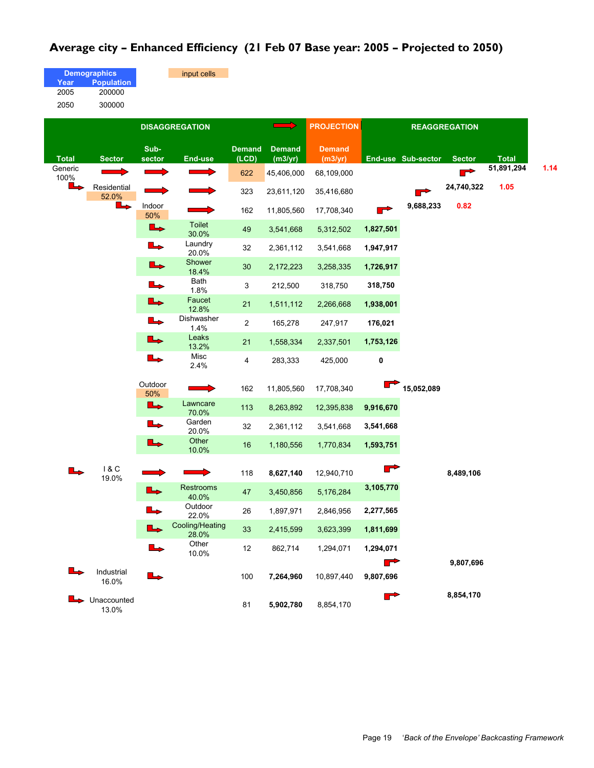## Average city – Enhanced Efficiency (21 Feb 07 Base year: 2005 – Projected to 2050)

| Demographics | |
|---|---|
| Year | Population |
| 2005 | 200000 |
| 2050 | 300000 |

input cells

| DISAGGREGATION | | | | | | PROJECTION | REAGGREGATION | | | | |
|---|---|---|---|---|---|---|---|---|---|---|---|
| Total | Sector | Sub-sector | End-use | Demand (LCD) | Demand (m3/yr) | Demand (m3/yr) | End-use | Sub-sector | Sector | Total | |
| Generic 100% | | | | 622 | 45,406,000 | 68,109,000 | | | | 51,891,294 | 1.14 |
| | Residential 52.0% | | | 323 | 23,611,120 | 35,416,680 | | | 24,740,322 | 1.05 | |
| | | Indoor 50% | | 162 | 11,805,560 | 17,708,340 | | 9,688,233 | 0.82 | | |
| | | | Toilet 30.0% | 49 | 3,541,668 | 5,312,502 | 1,827,501 | | | | |
| | | | Laundry 20.0% | 32 | 2,361,112 | 3,541,668 | 1,947,917 | | | | |
| | | | Shower 18.4% | 30 | 2,172,223 | 3,258,335 | 1,726,917 | | | | |
| | | | Bath 1.8% | 3 | 212,500 | 318,750 | 318,750 | | | | |
| | | | Faucet 12.8% | 21 | 1,511,112 | 2,266,668 | 1,938,001 | | | | |
| | | | Dishwasher 1.4% | 2 | 165,278 | 247,917 | 176,021 | | | | |
| | | | Leaks 13.2% | 21 | 1,558,334 | 2,337,501 | 1,753,126 | | | | |
| | | | Misc 2.4% | 4 | 283,333 | 425,000 | 0 | | | | |
| | | Outdoor 50% | | 162 | 11,805,560 | 17,708,340 | | 15,052,089 | | | |
| | | | Lawncare 70.0% | 113 | 8,263,892 | 12,395,838 | 9,916,670 | | | | |
| | | | Garden 20.0% | 32 | 2,361,112 | 3,541,668 | 3,541,668 | | | | |
| | | | Other 10.0% | 16 | 1,180,556 | 1,770,834 | 1,593,751 | | | | |
| | I & C 19.0% | | | 118 | 8,627,140 | 12,940,710 | | | 8,489,106 | | |
| | | | Restrooms 40.0% | 47 | 3,450,856 | 5,176,284 | 3,105,770 | | | | |
| | | | Outdoor 22.0% | 26 | 1,897,971 | 2,846,956 | 2,277,565 | | | | |
| | | | Cooling/Heating 28.0% | 33 | 2,415,599 | 3,623,399 | 1,811,699 | | | | |
| | | | Other 10.0% | 12 | 862,714 | 1,294,071 | 1,294,071 | | | | |
| | Industrial 16.0% | | | 100 | 7,264,960 | 10,897,440 | 9,807,696 | | 9,807,696 | | |
| | Unaccounted 13.0% | | | 81 | 5,902,780 | 8,854,170 | | | 8,854,170 | | |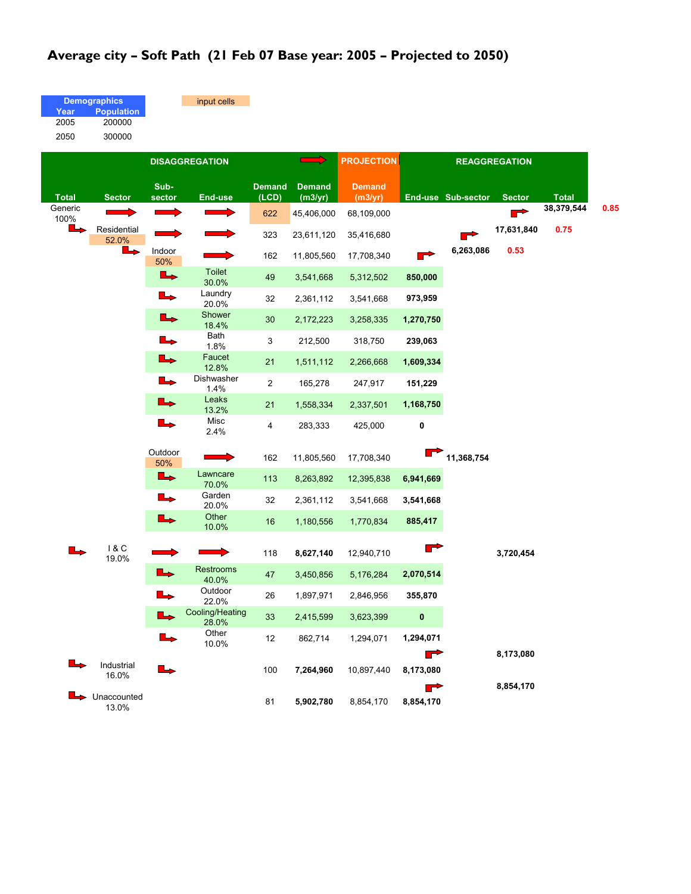# Average city – Soft Path (21 Feb 07 Base year: 2005 – Projected to 2050)

| Demographics | |
|---|---|
| Year | Population |
| 2005 | 200000 |
| 2050 | 300000 |

input cells

| DISAGGREGATION | | | | | | PROJECTION | REAGGREGATION | | | | |
|---|---|---|---|---|---|---|---|---|---|---|---|
| Total | Sector | Sub-sector | End-use | Demand (LCD) | Demand (m3/yr) | Demand (m3/yr) | End-use | Sub-sector | Sector | Total | |
| Generic 100% | | | | 622 | 45,406,000 | 68,109,000 | | | | **38,379,544** | 0.85 |
| | Residential 52.0% | | | 323 | 23,611,120 | 35,416,680 | | | **17,631,840** | 0.75 | |
| | | Indoor 50% | | 162 | 11,805,560 | 17,708,340 | | **6,263,086** | 0.53 | | |
| | | | Toilet 30.0% | 49 | 3,541,668 | 5,312,502 | **850,000** | | | | |
| | | | Laundry 20.0% | 32 | 2,361,112 | 3,541,668 | **973,959** | | | | |
| | | | Shower 18.4% | 30 | 2,172,223 | 3,258,335 | **1,270,750** | | | | |
| | | | Bath 1.8% | 3 | 212,500 | 318,750 | **239,063** | | | | |
| | | | Faucet 12.8% | 21 | 1,511,112 | 2,266,668 | **1,609,334** | | | | |
| | | | Dishwasher 1.4% | 2 | 165,278 | 247,917 | **151,229** | | | | |
| | | | Leaks 13.2% | 21 | 1,558,334 | 2,337,501 | **1,168,750** | | | | |
| | | | Misc 2.4% | 4 | 283,333 | 425,000 | **0** | | | | |
| | | Outdoor 50% | | 162 | 11,805,560 | 17,708,340 | | **11,368,754** | | | |
| | | | Lawncare 70.0% | 113 | 8,263,892 | 12,395,838 | **6,941,669** | | | | |
| | | | Garden 20.0% | 32 | 2,361,112 | 3,541,668 | **3,541,668** | | | | |
| | | | Other 10.0% | 16 | 1,180,556 | 1,770,834 | **885,417** | | | | |
| | I & C 19.0% | | | 118 | **8,627,140** | 12,940,710 | | | **3,720,454** | | |
| | | | Restrooms 40.0% | 47 | 3,450,856 | 5,176,284 | **2,070,514** | | | | |
| | | | Outdoor 22.0% | 26 | 1,897,971 | 2,846,956 | **355,870** | | | | |
| | | | Cooling/Heating 28.0% | 33 | 2,415,599 | 3,623,399 | **0** | | | | |
| | | | Other 10.0% | 12 | 862,714 | 1,294,071 | **1,294,071** | | | | |
| | Industrial 16.0% | | | 100 | **7,264,960** | 10,897,440 | **8,173,080** | | **8,173,080** | | |
| | Unaccounted 13.0% | | | 81 | **5,902,780** | 8,854,170 | **8,854,170** | | **8,854,170** | | |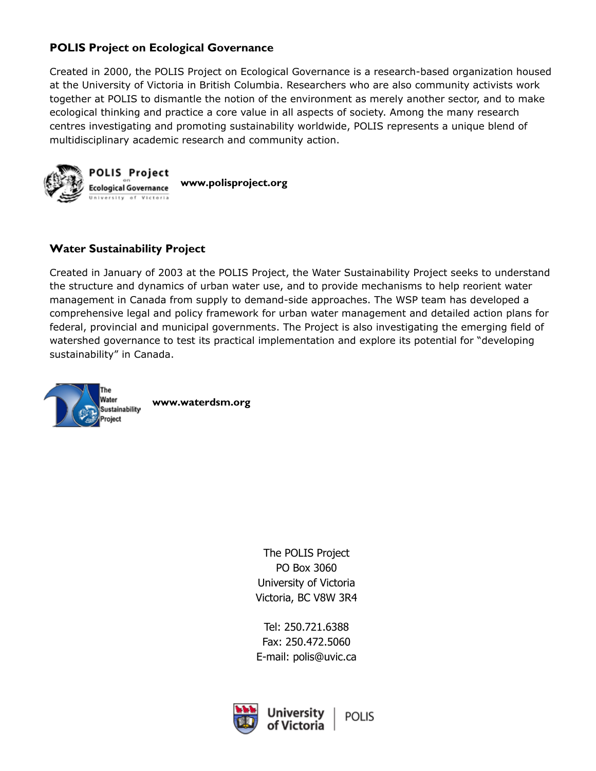## POLIS Project on Ecological Governance

Created in 2000, the POLIS Project on Ecological Governance is a research-based organization housed at the University of Victoria in British Columbia. Researchers who are also community activists work together at POLIS to dismantle the notion of the environment as merely another sector, and to make ecological thinking and practice a core value in all aspects of society. Among the many research centres investigating and promoting sustainability worldwide, POLIS represents a unique blend of multidisciplinary academic research and community action.

**www.polisproject.org**

## Water Sustainability Project

Created in January of 2003 at the POLIS Project, the Water Sustainability Project seeks to understand the structure and dynamics of urban water use, and to provide mechanisms to help reorient water management in Canada from supply to demand-side approaches. The WSP team has developed a comprehensive legal and policy framework for urban water management and detailed action plans for federal, provincial and municipal governments. The Project is also investigating the emerging field of watershed governance to test its practical implementation and explore its potential for "developing sustainability" in Canada.

**www.waterdsm.org**

The POLIS Project
PO Box 3060
University of Victoria
Victoria, BC V8W 3R4

Tel: 250.721.6388
Fax: 250.472.5060
E-mail: polis@uvic.ca

University of Victoria | POLIS